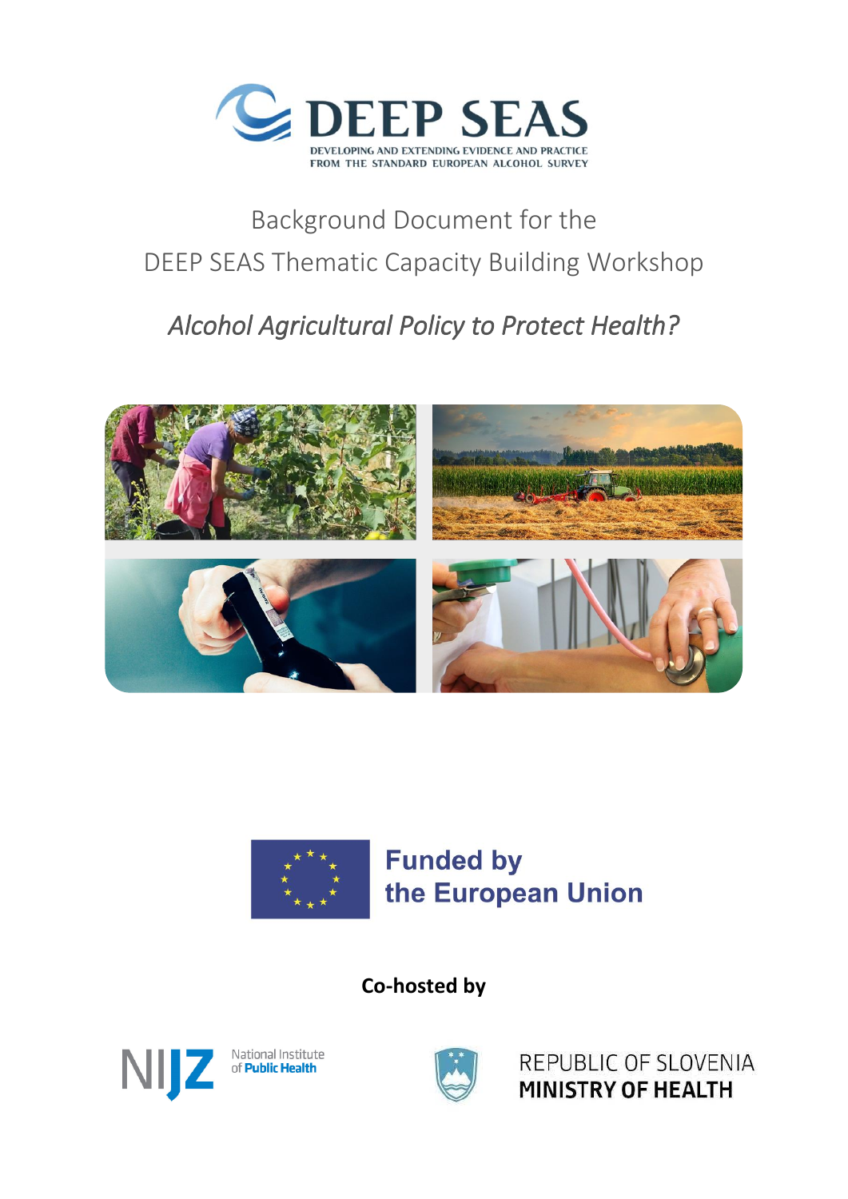# DEEP SEAS

DEVELOPING AND EXTENDING EVIDENCE AND PRACTICE FROM THE STANDARD EUROPEAN ALCOHOL SURVEY

Background Document for the DEEP SEAS Thematic Capacity Building Workshop

*Alcohol Agricultural Policy to Protect Health?*

Funded by the European Union

**Co-hosted by**

NIJZ National Institute of Public Health

REPUBLIC OF SLOVENIA MINISTRY OF HEALTH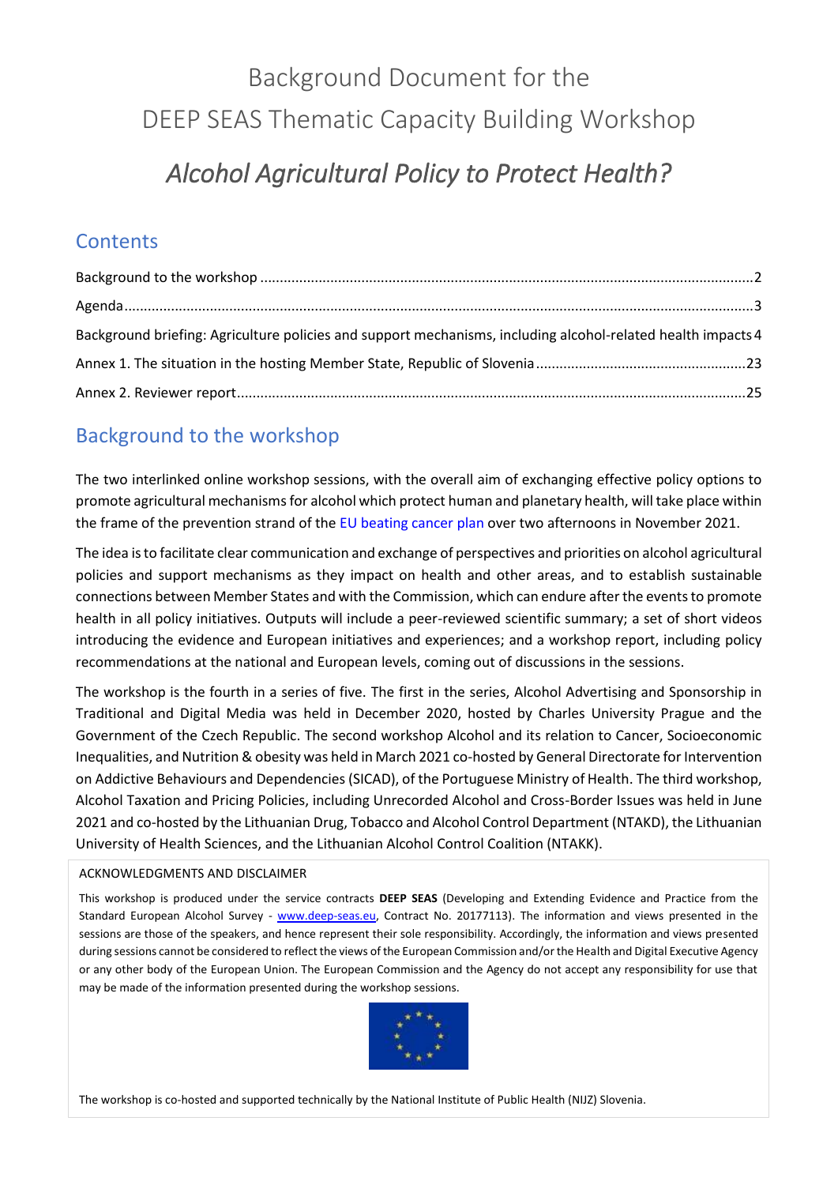# Background Document for the DEEP SEAS Thematic Capacity Building Workshop

## *Alcohol Agricultural Policy to Protect Health?*

## Contents

Background to the workshop ....................................................................................................2

Agenda ....................................................................................................................................3

Background briefing: Agriculture policies and support mechanisms, including alcohol-related health impacts 4

Annex 1. The situation in the hosting Member State, Republic of Slovenia ...........................................23

Annex 2. Reviewer report .......................................................................................................25

## Background to the workshop

The two interlinked online workshop sessions, with the overall aim of exchanging effective policy options to promote agricultural mechanisms for alcohol which protect human and planetary health, will take place within the frame of the prevention strand of the EU beating cancer plan over two afternoons in November 2021.

The idea is to facilitate clear communication and exchange of perspectives and priorities on alcohol agricultural policies and support mechanisms as they impact on health and other areas, and to establish sustainable connections between Member States and with the Commission, which can endure after the events to promote health in all policy initiatives. Outputs will include a peer-reviewed scientific summary; a set of short videos introducing the evidence and European initiatives and experiences; and a workshop report, including policy recommendations at the national and European levels, coming out of discussions in the sessions.

The workshop is the fourth in a series of five. The first in the series, Alcohol Advertising and Sponsorship in Traditional and Digital Media was held in December 2020, hosted by Charles University Prague and the Government of the Czech Republic. The second workshop Alcohol and its relation to Cancer, Socioeconomic Inequalities, and Nutrition & obesity was held in March 2021 co-hosted by General Directorate for Intervention on Addictive Behaviours and Dependencies (SICAD), of the Portuguese Ministry of Health. The third workshop, Alcohol Taxation and Pricing Policies, including Unrecorded Alcohol and Cross-Border Issues was held in June 2021 and co-hosted by the Lithuanian Drug, Tobacco and Alcohol Control Department (NTAKD), the Lithuanian University of Health Sciences, and the Lithuanian Alcohol Control Coalition (NTAKK).

ACKNOWLEDGMENTS AND DISCLAIMER

This workshop is produced under the service contracts **DEEP SEAS** (Developing and Extending Evidence and Practice from the Standard European Alcohol Survey - www.deep-seas.eu, Contract No. 20177113). The information and views presented in the sessions are those of the speakers, and hence represent their sole responsibility. Accordingly, the information and views presented during sessions cannot be considered to reflect the views of the European Commission and/or the Health and Digital Executive Agency or any other body of the European Union. The European Commission and the Agency do not accept any responsibility for use that may be made of the information presented during the workshop sessions.

The workshop is co-hosted and supported technically by the National Institute of Public Health (NIJZ) Slovenia.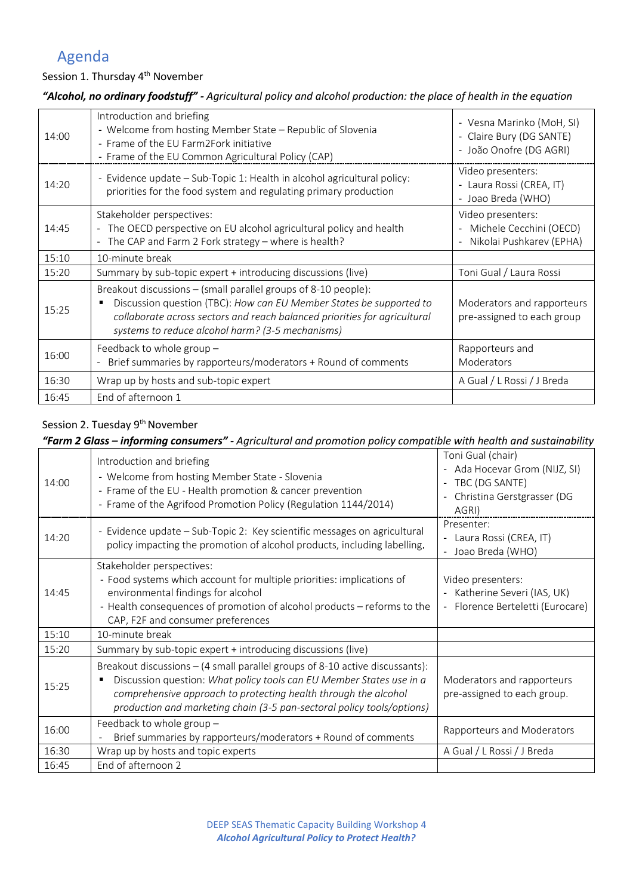# Agenda

Session 1. Thursday 4th November

***"Alcohol, no ordinary foodstuff"** - Agricultural policy and alcohol production: the place of health in the equation*

| | | |
|---|---|---|
| 14:00 | Introduction and briefing<br>- Welcome from hosting Member State – Republic of Slovenia<br>- Frame of the EU Farm2Fork initiative<br>- Frame of the EU Common Agricultural Policy (CAP) | - Vesna Marinko (MoH, SI)<br>- Claire Bury (DG SANTE)<br>- João Onofre (DG AGRI) |
| 14:20 | - Evidence update – Sub-Topic 1: Health in alcohol agricultural policy: priorities for the food system and regulating primary production | Video presenters:<br>- Laura Rossi (CREA, IT)<br>- Joao Breda (WHO) |
| 14:45 | Stakeholder perspectives:<br>- The OECD perspective on EU alcohol agricultural policy and health<br>- The CAP and Farm 2 Fork strategy – where is health? | Video presenters:<br>- Michele Cecchini (OECD)<br>- Nikolai Pushkarev (EPHA) |
| 15:10 | 10-minute break | |
| 15:20 | Summary by sub-topic expert + introducing discussions (live) | Toni Gual / Laura Rossi |
| 15:25 | Breakout discussions – (small parallel groups of 8-10 people):<br>▪ Discussion question (TBC): *How can EU Member States be supported to collaborate across sectors and reach balanced priorities for agricultural systems to reduce alcohol harm? (3-5 mechanisms)* | Moderators and rapporteurs pre-assigned to each group |
| 16:00 | Feedback to whole group –<br>- Brief summaries by rapporteurs/moderators + Round of comments | Rapporteurs and Moderators |
| 16:30 | Wrap up by hosts and sub-topic expert | A Gual / L Rossi / J Breda |
| 16:45 | End of afternoon 1 | |

Session 2. Tuesday 9th November

***"Farm 2 Glass – informing consumers"** - Agricultural and promotion policy compatible with health and sustainability*

| | | |
|---|---|---|
| 14:00 | Introduction and briefing<br>- Welcome from hosting Member State - Slovenia<br>- Frame of the EU - Health promotion & cancer prevention<br>- Frame of the Agrifood Promotion Policy (Regulation 1144/2014) | Toni Gual (chair)<br>- Ada Hocevar Grom (NIJZ, SI)<br>- TBC (DG SANTE)<br>- Christina Gerstgrasser (DG AGRI) |
| 14:20 | - Evidence update – Sub-Topic 2: Key scientific messages on agricultural policy impacting the promotion of alcohol products, including labelling. | Presenter:<br>- Laura Rossi (CREA, IT)<br>- Joao Breda (WHO) |
| 14:45 | Stakeholder perspectives:<br>- Food systems which account for multiple priorities: implications of environmental findings for alcohol<br>- Health consequences of promotion of alcohol products – reforms to the CAP, F2F and consumer preferences | Video presenters:<br>- Katherine Severi (IAS, UK)<br>- Florence Berteletti (Eurocare) |
| 15:10 | 10-minute break | |
| 15:20 | Summary by sub-topic expert + introducing discussions (live) | |
| 15:25 | Breakout discussions – (4 small parallel groups of 8-10 active discussants):<br>▪ Discussion question: *What policy tools can EU Member States use in a comprehensive approach to protecting health through the alcohol production and marketing chain (3-5 pan-sectoral policy tools/options)* | Moderators and rapporteurs pre-assigned to each group. |
| 16:00 | Feedback to whole group –<br>- Brief summaries by rapporteurs/moderators + Round of comments | Rapporteurs and Moderators |
| 16:30 | Wrap up by hosts and topic experts | A Gual / L Rossi / J Breda |
| 16:45 | End of afternoon 2 | |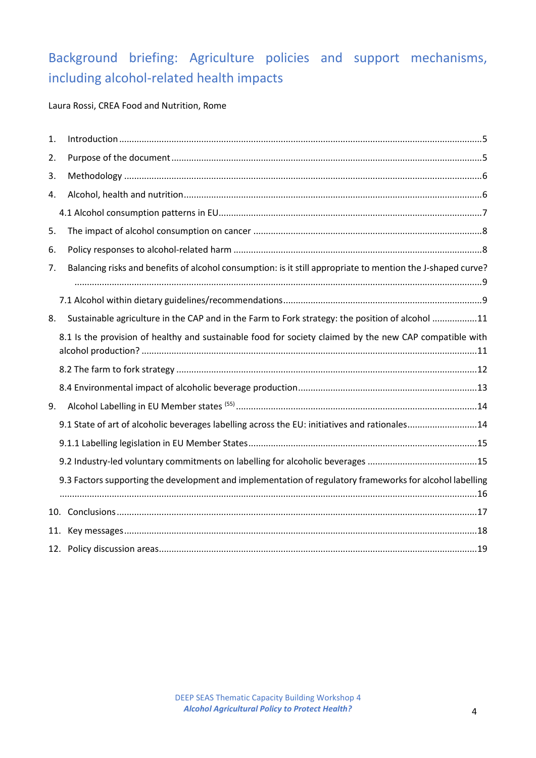# Background briefing: Agriculture policies and support mechanisms, including alcohol-related health impacts

Laura Rossi, CREA Food and Nutrition, Rome

1. Introduction ....................................................................................................................................5
2. Purpose of the document ...............................................................................................................5
3. Methodology ..................................................................................................................................6
4. Alcohol, health and nutrition ...........................................................................................................6
   4.1 Alcohol consumption patterns in EU ............................................................................................7
5. The impact of alcohol consumption on cancer ..................................................................................8
6. Policy responses to alcohol-related harm .........................................................................................8
7. Balancing risks and benefits of alcohol consumption: is it still appropriate to mention the J-shaped curve? .........................................................................................................................................9
   7.1 Alcohol within dietary guidelines/recommendations .....................................................................9
8. Sustainable agriculture in the CAP and in the Farm to Fork strategy: the position of alcohol ..................11
   8.1 Is the provision of healthy and sustainable food for society claimed by the new CAP compatible with alcohol production? ..............................................................................................................11
   8.2 The farm to fork strategy ..........................................................................................................12
   8.4 Environmental impact of alcoholic beverage production ..............................................................13
9. Alcohol Labelling in EU Member states [55] .....................................................................................14
   9.1 State of art of alcoholic beverages labelling across the EU: initiatives and rationales ......................14
   9.1.1 Labelling legislation in EU Member States ...............................................................................15
   9.2 Industry-led voluntary commitments on labelling for alcoholic beverages .......................................15
   9.3 Factors supporting the development and implementation of regulatory frameworks for alcohol labelling .........................................................................................................................................16
10. Conclusions .................................................................................................................................17
11. Key messages ...............................................................................................................................18
12. Policy discussion areas ..................................................................................................................19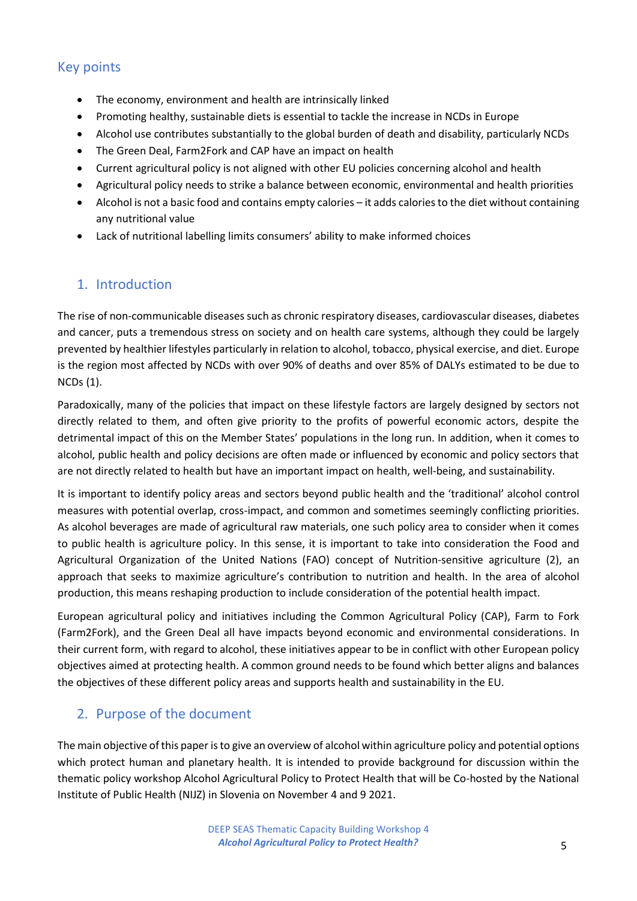## Key points

- The economy, environment and health are intrinsically linked
- Promoting healthy, sustainable diets is essential to tackle the increase in NCDs in Europe
- Alcohol use contributes substantially to the global burden of death and disability, particularly NCDs
- The Green Deal, Farm2Fork and CAP have an impact on health
- Current agricultural policy is not aligned with other EU policies concerning alcohol and health
- Agricultural policy needs to strike a balance between economic, environmental and health priorities
- Alcohol is not a basic food and contains empty calories – it adds calories to the diet without containing any nutritional value
- Lack of nutritional labelling limits consumers' ability to make informed choices

## 1. Introduction

The rise of non-communicable diseases such as chronic respiratory diseases, cardiovascular diseases, diabetes and cancer, puts a tremendous stress on society and on health care systems, although they could be largely prevented by healthier lifestyles particularly in relation to alcohol, tobacco, physical exercise, and diet. Europe is the region most affected by NCDs with over 90% of deaths and over 85% of DALYs estimated to be due to NCDs (1).

Paradoxically, many of the policies that impact on these lifestyle factors are largely designed by sectors not directly related to them, and often give priority to the profits of powerful economic actors, despite the detrimental impact of this on the Member States' populations in the long run. In addition, when it comes to alcohol, public health and policy decisions are often made or influenced by economic and policy sectors that are not directly related to health but have an important impact on health, well-being, and sustainability.

It is important to identify policy areas and sectors beyond public health and the 'traditional' alcohol control measures with potential overlap, cross-impact, and common and sometimes seemingly conflicting priorities. As alcohol beverages are made of agricultural raw materials, one such policy area to consider when it comes to public health is agriculture policy. In this sense, it is important to take into consideration the Food and Agricultural Organization of the United Nations (FAO) concept of Nutrition-sensitive agriculture (2), an approach that seeks to maximize agriculture's contribution to nutrition and health. In the area of alcohol production, this means reshaping production to include consideration of the potential health impact.

European agricultural policy and initiatives including the Common Agricultural Policy (CAP), Farm to Fork (Farm2Fork), and the Green Deal all have impacts beyond economic and environmental considerations. In their current form, with regard to alcohol, these initiatives appear to be in conflict with other European policy objectives aimed at protecting health. A common ground needs to be found which better aligns and balances the objectives of these different policy areas and supports health and sustainability in the EU.

## 2. Purpose of the document

The main objective of this paper is to give an overview of alcohol within agriculture policy and potential options which protect human and planetary health. It is intended to provide background for discussion within the thematic policy workshop Alcohol Agricultural Policy to Protect Health that will be Co-hosted by the National Institute of Public Health (NIJZ) in Slovenia on November 4 and 9 2021.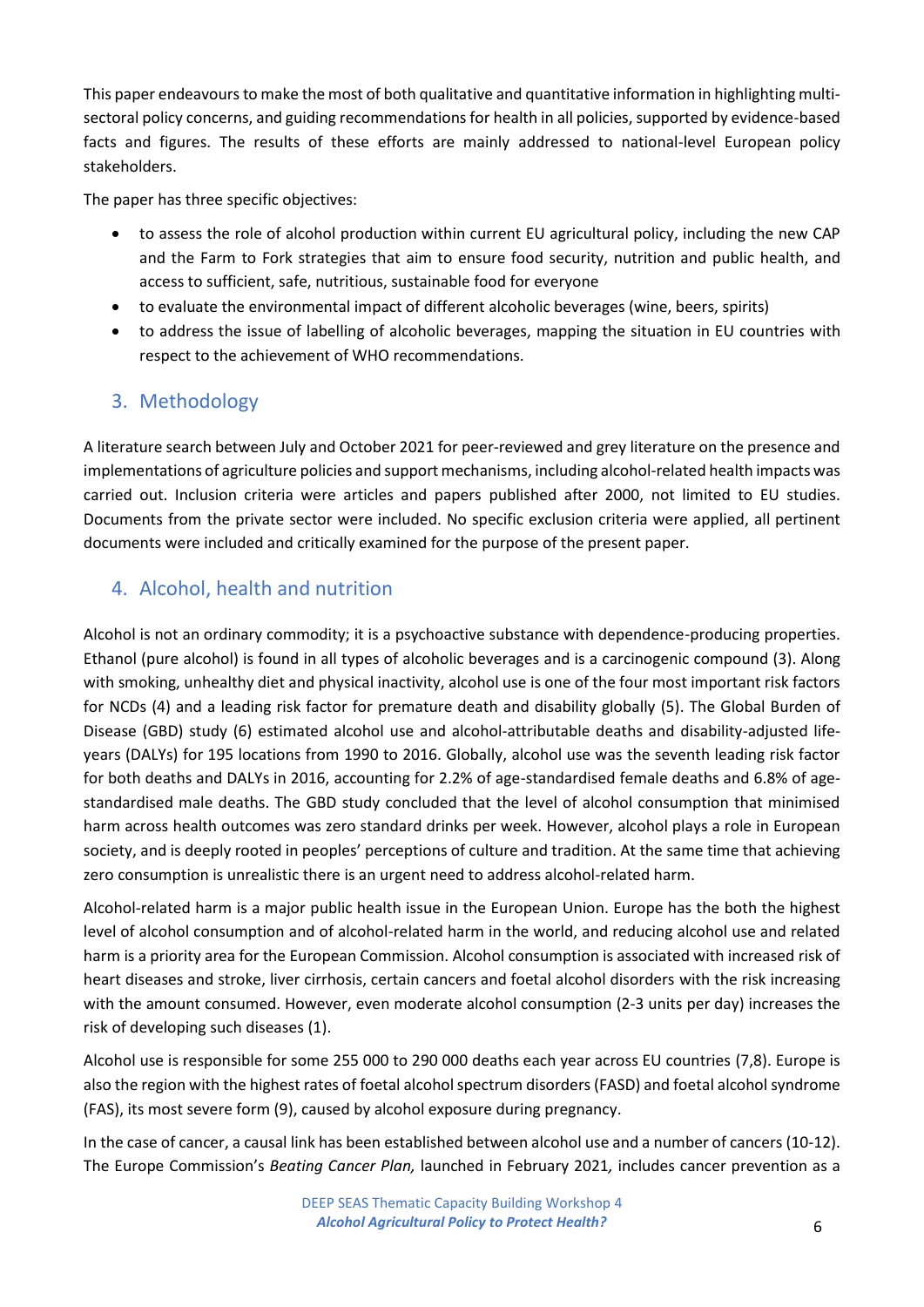This paper endeavours to make the most of both qualitative and quantitative information in highlighting multi-sectoral policy concerns, and guiding recommendations for health in all policies, supported by evidence-based facts and figures. The results of these efforts are mainly addressed to national-level European policy stakeholders.

The paper has three specific objectives:

- to assess the role of alcohol production within current EU agricultural policy, including the new CAP and the Farm to Fork strategies that aim to ensure food security, nutrition and public health, and access to sufficient, safe, nutritious, sustainable food for everyone
- to evaluate the environmental impact of different alcoholic beverages (wine, beers, spirits)
- to address the issue of labelling of alcoholic beverages, mapping the situation in EU countries with respect to the achievement of WHO recommendations.

## 3. Methodology

A literature search between July and October 2021 for peer-reviewed and grey literature on the presence and implementations of agriculture policies and support mechanisms, including alcohol-related health impacts was carried out. Inclusion criteria were articles and papers published after 2000, not limited to EU studies. Documents from the private sector were included. No specific exclusion criteria were applied, all pertinent documents were included and critically examined for the purpose of the present paper.

## 4. Alcohol, health and nutrition

Alcohol is not an ordinary commodity; it is a psychoactive substance with dependence-producing properties. Ethanol (pure alcohol) is found in all types of alcoholic beverages and is a carcinogenic compound (3). Along with smoking, unhealthy diet and physical inactivity, alcohol use is one of the four most important risk factors for NCDs (4) and a leading risk factor for premature death and disability globally (5). The Global Burden of Disease (GBD) study (6) estimated alcohol use and alcohol-attributable deaths and disability-adjusted life-years (DALYs) for 195 locations from 1990 to 2016. Globally, alcohol use was the seventh leading risk factor for both deaths and DALYs in 2016, accounting for 2.2% of age-standardised female deaths and 6.8% of age-standardised male deaths. The GBD study concluded that the level of alcohol consumption that minimised harm across health outcomes was zero standard drinks per week. However, alcohol plays a role in European society, and is deeply rooted in peoples' perceptions of culture and tradition. At the same time that achieving zero consumption is unrealistic there is an urgent need to address alcohol-related harm.

Alcohol-related harm is a major public health issue in the European Union. Europe has the both the highest level of alcohol consumption and of alcohol-related harm in the world, and reducing alcohol use and related harm is a priority area for the European Commission. Alcohol consumption is associated with increased risk of heart diseases and stroke, liver cirrhosis, certain cancers and foetal alcohol disorders with the risk increasing with the amount consumed. However, even moderate alcohol consumption (2-3 units per day) increases the risk of developing such diseases (1).

Alcohol use is responsible for some 255 000 to 290 000 deaths each year across EU countries (7,8). Europe is also the region with the highest rates of foetal alcohol spectrum disorders (FASD) and foetal alcohol syndrome (FAS), its most severe form (9), caused by alcohol exposure during pregnancy.

In the case of cancer, a causal link has been established between alcohol use and a number of cancers (10-12). The Europe Commission's *Beating Cancer Plan,* launched in February 2021, includes cancer prevention as a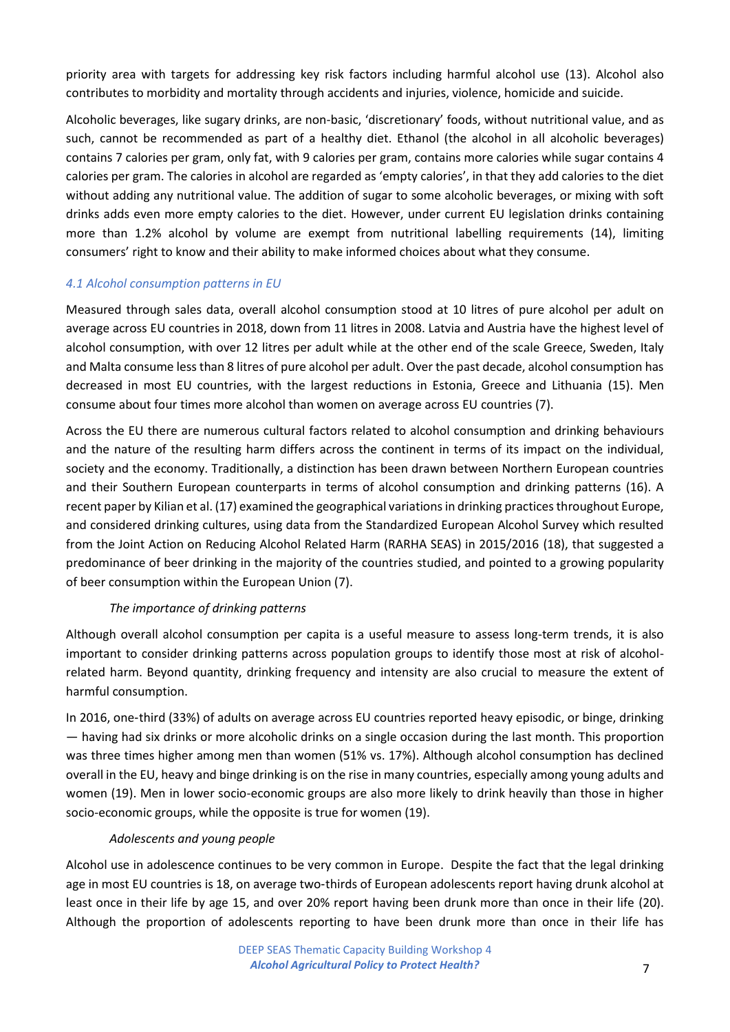priority area with targets for addressing key risk factors including harmful alcohol use (13). Alcohol also contributes to morbidity and mortality through accidents and injuries, violence, homicide and suicide.

Alcoholic beverages, like sugary drinks, are non-basic, 'discretionary' foods, without nutritional value, and as such, cannot be recommended as part of a healthy diet. Ethanol (the alcohol in all alcoholic beverages) contains 7 calories per gram, only fat, with 9 calories per gram, contains more calories while sugar contains 4 calories per gram. The calories in alcohol are regarded as 'empty calories', in that they add calories to the diet without adding any nutritional value. The addition of sugar to some alcoholic beverages, or mixing with soft drinks adds even more empty calories to the diet. However, under current EU legislation drinks containing more than 1.2% alcohol by volume are exempt from nutritional labelling requirements (14), limiting consumers' right to know and their ability to make informed choices about what they consume.

### *4.1 Alcohol consumption patterns in EU*

Measured through sales data, overall alcohol consumption stood at 10 litres of pure alcohol per adult on average across EU countries in 2018, down from 11 litres in 2008. Latvia and Austria have the highest level of alcohol consumption, with over 12 litres per adult while at the other end of the scale Greece, Sweden, Italy and Malta consume less than 8 litres of pure alcohol per adult. Over the past decade, alcohol consumption has decreased in most EU countries, with the largest reductions in Estonia, Greece and Lithuania (15). Men consume about four times more alcohol than women on average across EU countries (7).

Across the EU there are numerous cultural factors related to alcohol consumption and drinking behaviours and the nature of the resulting harm differs across the continent in terms of its impact on the individual, society and the economy. Traditionally, a distinction has been drawn between Northern European countries and their Southern European counterparts in terms of alcohol consumption and drinking patterns (16). A recent paper by Kilian et al. (17) examined the geographical variations in drinking practices throughout Europe, and considered drinking cultures, using data from the Standardized European Alcohol Survey which resulted from the Joint Action on Reducing Alcohol Related Harm (RARHA SEAS) in 2015/2016 (18), that suggested a predominance of beer drinking in the majority of the countries studied, and pointed to a growing popularity of beer consumption within the European Union (7).

#### *The importance of drinking patterns*

Although overall alcohol consumption per capita is a useful measure to assess long-term trends, it is also important to consider drinking patterns across population groups to identify those most at risk of alcohol-related harm. Beyond quantity, drinking frequency and intensity are also crucial to measure the extent of harmful consumption.

In 2016, one-third (33%) of adults on average across EU countries reported heavy episodic, or binge, drinking — having had six drinks or more alcoholic drinks on a single occasion during the last month. This proportion was three times higher among men than women (51% vs. 17%). Although alcohol consumption has declined overall in the EU, heavy and binge drinking is on the rise in many countries, especially among young adults and women (19). Men in lower socio-economic groups are also more likely to drink heavily than those in higher socio-economic groups, while the opposite is true for women (19).

#### *Adolescents and young people*

Alcohol use in adolescence continues to be very common in Europe. Despite the fact that the legal drinking age in most EU countries is 18, on average two-thirds of European adolescents report having drunk alcohol at least once in their life by age 15, and over 20% report having been drunk more than once in their life (20). Although the proportion of adolescents reporting to have been drunk more than once in their life has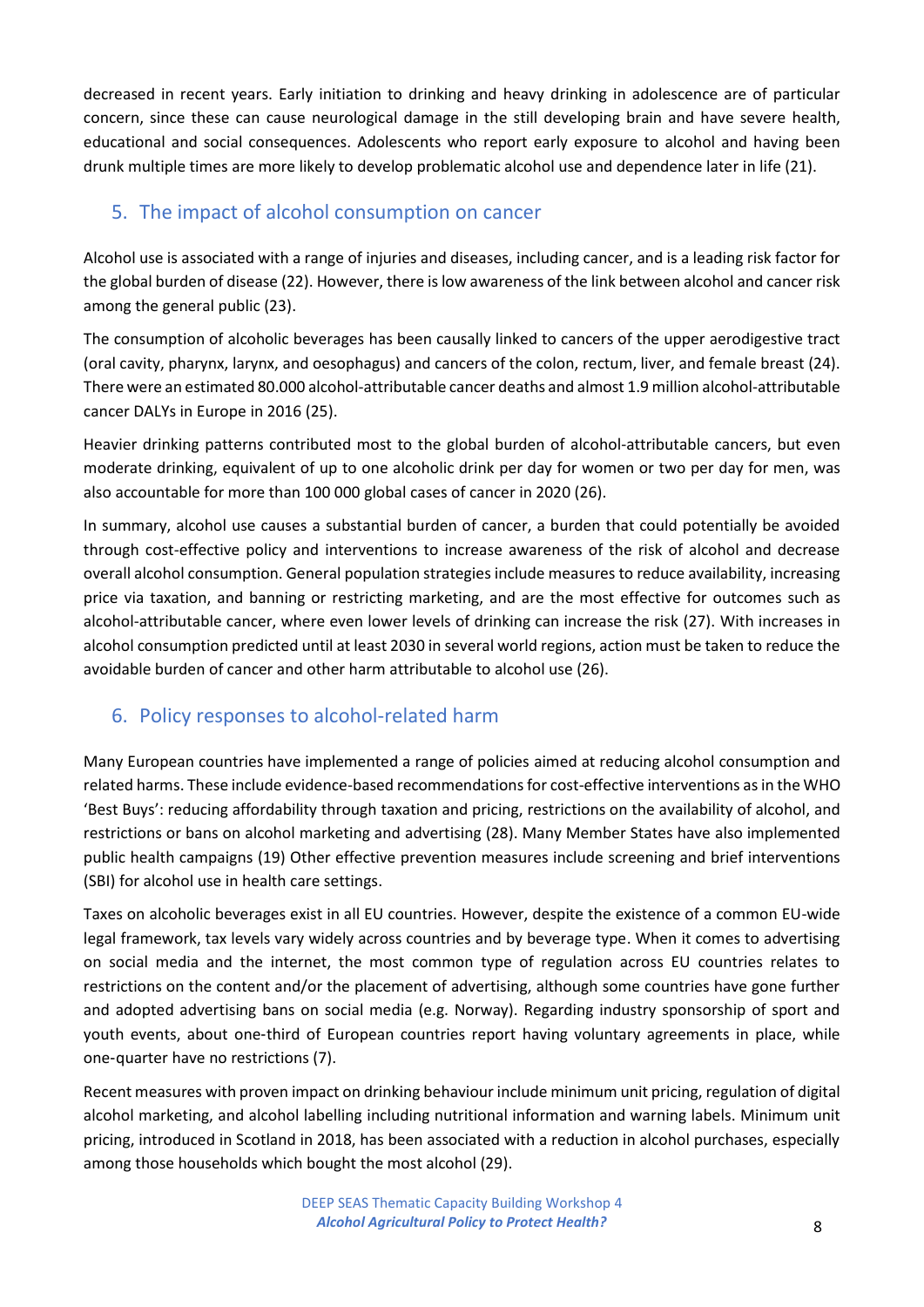decreased in recent years. Early initiation to drinking and heavy drinking in adolescence are of particular concern, since these can cause neurological damage in the still developing brain and have severe health, educational and social consequences. Adolescents who report early exposure to alcohol and having been drunk multiple times are more likely to develop problematic alcohol use and dependence later in life (21).

## 5. The impact of alcohol consumption on cancer

Alcohol use is associated with a range of injuries and diseases, including cancer, and is a leading risk factor for the global burden of disease (22). However, there is low awareness of the link between alcohol and cancer risk among the general public (23).

The consumption of alcoholic beverages has been causally linked to cancers of the upper aerodigestive tract (oral cavity, pharynx, larynx, and oesophagus) and cancers of the colon, rectum, liver, and female breast (24). There were an estimated 80.000 alcohol-attributable cancer deaths and almost 1.9 million alcohol-attributable cancer DALYs in Europe in 2016 (25).

Heavier drinking patterns contributed most to the global burden of alcohol-attributable cancers, but even moderate drinking, equivalent of up to one alcoholic drink per day for women or two per day for men, was also accountable for more than 100 000 global cases of cancer in 2020 (26).

In summary, alcohol use causes a substantial burden of cancer, a burden that could potentially be avoided through cost-effective policy and interventions to increase awareness of the risk of alcohol and decrease overall alcohol consumption. General population strategies include measures to reduce availability, increasing price via taxation, and banning or restricting marketing, and are the most effective for outcomes such as alcohol-attributable cancer, where even lower levels of drinking can increase the risk (27). With increases in alcohol consumption predicted until at least 2030 in several world regions, action must be taken to reduce the avoidable burden of cancer and other harm attributable to alcohol use (26).

## 6. Policy responses to alcohol-related harm

Many European countries have implemented a range of policies aimed at reducing alcohol consumption and related harms. These include evidence-based recommendations for cost-effective interventions as in the WHO 'Best Buys': reducing affordability through taxation and pricing, restrictions on the availability of alcohol, and restrictions or bans on alcohol marketing and advertising (28). Many Member States have also implemented public health campaigns (19) Other effective prevention measures include screening and brief interventions (SBI) for alcohol use in health care settings.

Taxes on alcoholic beverages exist in all EU countries. However, despite the existence of a common EU-wide legal framework, tax levels vary widely across countries and by beverage type. When it comes to advertising on social media and the internet, the most common type of regulation across EU countries relates to restrictions on the content and/or the placement of advertising, although some countries have gone further and adopted advertising bans on social media (e.g. Norway). Regarding industry sponsorship of sport and youth events, about one-third of European countries report having voluntary agreements in place, while one-quarter have no restrictions (7).

Recent measures with proven impact on drinking behaviour include minimum unit pricing, regulation of digital alcohol marketing, and alcohol labelling including nutritional information and warning labels. Minimum unit pricing, introduced in Scotland in 2018, has been associated with a reduction in alcohol purchases, especially among those households which bought the most alcohol (29).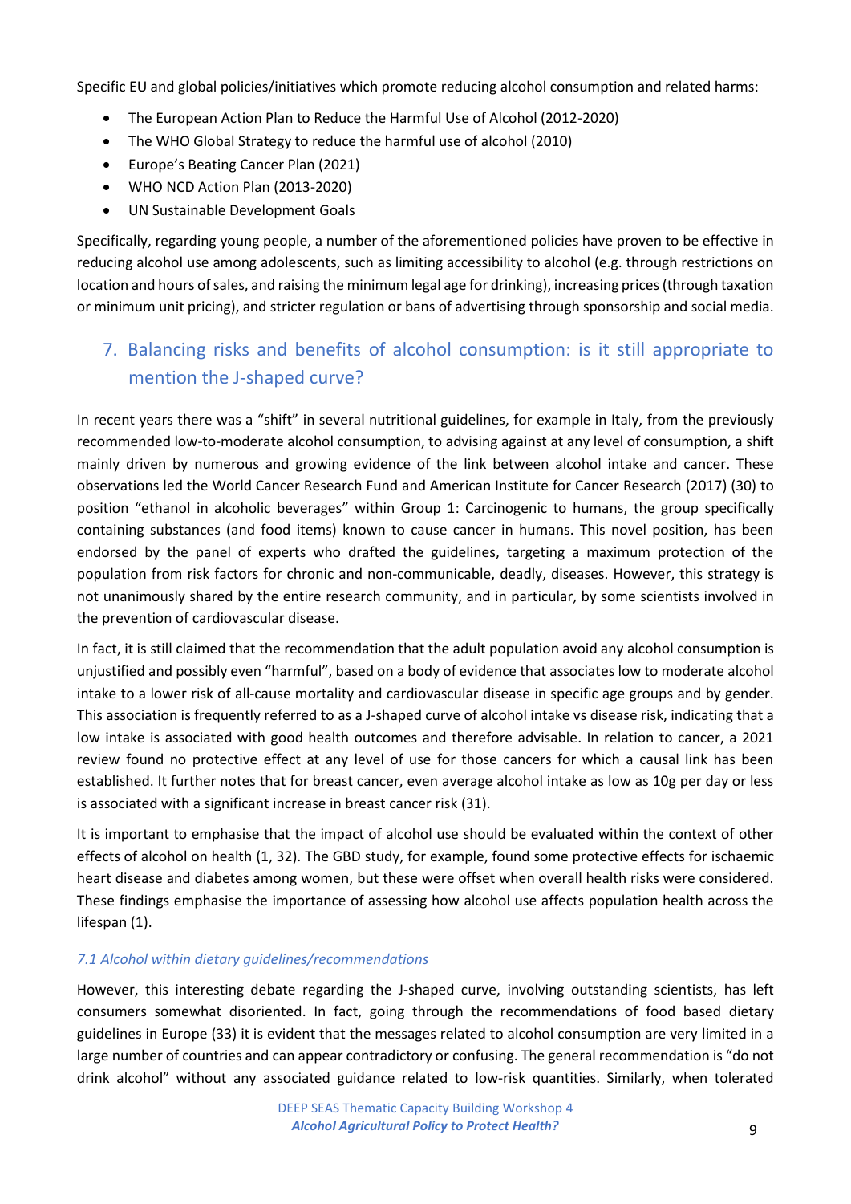Specific EU and global policies/initiatives which promote reducing alcohol consumption and related harms:

- The European Action Plan to Reduce the Harmful Use of Alcohol (2012-2020)
- The WHO Global Strategy to reduce the harmful use of alcohol (2010)
- Europe's Beating Cancer Plan (2021)
- WHO NCD Action Plan (2013-2020)
- UN Sustainable Development Goals

Specifically, regarding young people, a number of the aforementioned policies have proven to be effective in reducing alcohol use among adolescents, such as limiting accessibility to alcohol (e.g. through restrictions on location and hours of sales, and raising the minimum legal age for drinking), increasing prices (through taxation or minimum unit pricing), and stricter regulation or bans of advertising through sponsorship and social media.

## 7. Balancing risks and benefits of alcohol consumption: is it still appropriate to mention the J-shaped curve?

In recent years there was a "shift" in several nutritional guidelines, for example in Italy, from the previously recommended low-to-moderate alcohol consumption, to advising against at any level of consumption, a shift mainly driven by numerous and growing evidence of the link between alcohol intake and cancer. These observations led the World Cancer Research Fund and American Institute for Cancer Research (2017) (30) to position "ethanol in alcoholic beverages" within Group 1: Carcinogenic to humans, the group specifically containing substances (and food items) known to cause cancer in humans. This novel position, has been endorsed by the panel of experts who drafted the guidelines, targeting a maximum protection of the population from risk factors for chronic and non-communicable, deadly, diseases. However, this strategy is not unanimously shared by the entire research community, and in particular, by some scientists involved in the prevention of cardiovascular disease.

In fact, it is still claimed that the recommendation that the adult population avoid any alcohol consumption is unjustified and possibly even "harmful", based on a body of evidence that associates low to moderate alcohol intake to a lower risk of all-cause mortality and cardiovascular disease in specific age groups and by gender. This association is frequently referred to as a J-shaped curve of alcohol intake vs disease risk, indicating that a low intake is associated with good health outcomes and therefore advisable. In relation to cancer, a 2021 review found no protective effect at any level of use for those cancers for which a causal link has been established. It further notes that for breast cancer, even average alcohol intake as low as 10g per day or less is associated with a significant increase in breast cancer risk (31).

It is important to emphasise that the impact of alcohol use should be evaluated within the context of other effects of alcohol on health (1, 32). The GBD study, for example, found some protective effects for ischaemic heart disease and diabetes among women, but these were offset when overall health risks were considered. These findings emphasise the importance of assessing how alcohol use affects population health across the lifespan (1).

### *7.1 Alcohol within dietary guidelines/recommendations*

However, this interesting debate regarding the J-shaped curve, involving outstanding scientists, has left consumers somewhat disoriented. In fact, going through the recommendations of food based dietary guidelines in Europe (33) it is evident that the messages related to alcohol consumption are very limited in a large number of countries and can appear contradictory or confusing. The general recommendation is "do not drink alcohol" without any associated guidance related to low-risk quantities. Similarly, when tolerated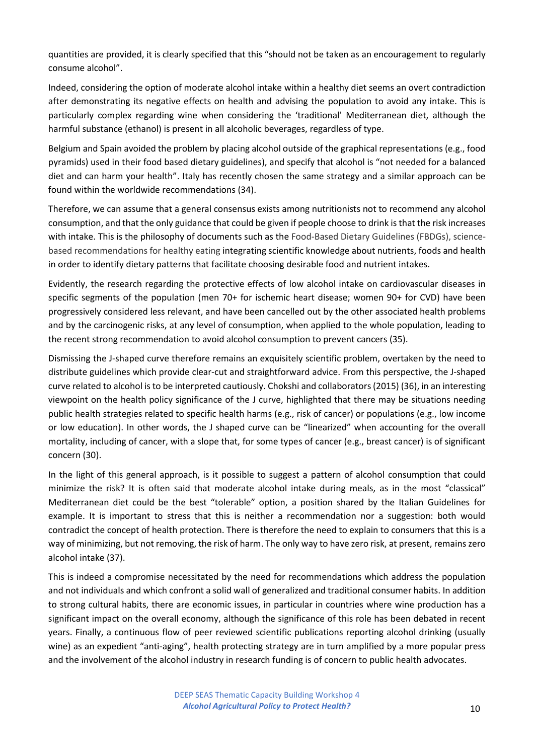quantities are provided, it is clearly specified that this "should not be taken as an encouragement to regularly consume alcohol".

Indeed, considering the option of moderate alcohol intake within a healthy diet seems an overt contradiction after demonstrating its negative effects on health and advising the population to avoid any intake. This is particularly complex regarding wine when considering the 'traditional' Mediterranean diet, although the harmful substance (ethanol) is present in all alcoholic beverages, regardless of type.

Belgium and Spain avoided the problem by placing alcohol outside of the graphical representations (e.g., food pyramids) used in their food based dietary guidelines), and specify that alcohol is "not needed for a balanced diet and can harm your health". Italy has recently chosen the same strategy and a similar approach can be found within the worldwide recommendations (34).

Therefore, we can assume that a general consensus exists among nutritionists not to recommend any alcohol consumption, and that the only guidance that could be given if people choose to drink is that the risk increases with intake. This is the philosophy of documents such as the Food-Based Dietary Guidelines (FBDGs), science-based recommendations for healthy eating integrating scientific knowledge about nutrients, foods and health in order to identify dietary patterns that facilitate choosing desirable food and nutrient intakes.

Evidently, the research regarding the protective effects of low alcohol intake on cardiovascular diseases in specific segments of the population (men 70+ for ischemic heart disease; women 90+ for CVD) have been progressively considered less relevant, and have been cancelled out by the other associated health problems and by the carcinogenic risks, at any level of consumption, when applied to the whole population, leading to the recent strong recommendation to avoid alcohol consumption to prevent cancers (35).

Dismissing the J-shaped curve therefore remains an exquisitely scientific problem, overtaken by the need to distribute guidelines which provide clear-cut and straightforward advice. From this perspective, the J-shaped curve related to alcohol is to be interpreted cautiously. Chokshi and collaborators (2015) (36), in an interesting viewpoint on the health policy significance of the J curve, highlighted that there may be situations needing public health strategies related to specific health harms (e.g., risk of cancer) or populations (e.g., low income or low education). In other words, the J shaped curve can be "linearized" when accounting for the overall mortality, including of cancer, with a slope that, for some types of cancer (e.g., breast cancer) is of significant concern (30).

In the light of this general approach, is it possible to suggest a pattern of alcohol consumption that could minimize the risk? It is often said that moderate alcohol intake during meals, as in the most "classical" Mediterranean diet could be the best "tolerable" option, a position shared by the Italian Guidelines for example. It is important to stress that this is neither a recommendation nor a suggestion: both would contradict the concept of health protection. There is therefore the need to explain to consumers that this is a way of minimizing, but not removing, the risk of harm. The only way to have zero risk, at present, remains zero alcohol intake (37).

This is indeed a compromise necessitated by the need for recommendations which address the population and not individuals and which confront a solid wall of generalized and traditional consumer habits. In addition to strong cultural habits, there are economic issues, in particular in countries where wine production has a significant impact on the overall economy, although the significance of this role has been debated in recent years. Finally, a continuous flow of peer reviewed scientific publications reporting alcohol drinking (usually wine) as an expedient "anti-aging", health protecting strategy are in turn amplified by a more popular press and the involvement of the alcohol industry in research funding is of concern to public health advocates.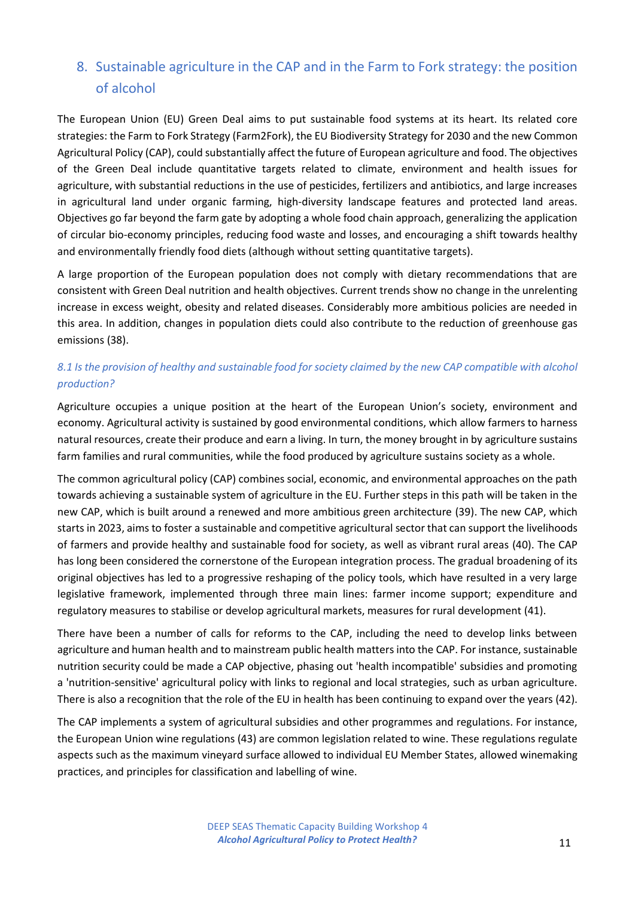## 8. Sustainable agriculture in the CAP and in the Farm to Fork strategy: the position of alcohol

The European Union (EU) Green Deal aims to put sustainable food systems at its heart. Its related core strategies: the Farm to Fork Strategy (Farm2Fork), the EU Biodiversity Strategy for 2030 and the new Common Agricultural Policy (CAP), could substantially affect the future of European agriculture and food. The objectives of the Green Deal include quantitative targets related to climate, environment and health issues for agriculture, with substantial reductions in the use of pesticides, fertilizers and antibiotics, and large increases in agricultural land under organic farming, high-diversity landscape features and protected land areas. Objectives go far beyond the farm gate by adopting a whole food chain approach, generalizing the application of circular bio-economy principles, reducing food waste and losses, and encouraging a shift towards healthy and environmentally friendly food diets (although without setting quantitative targets).

A large proportion of the European population does not comply with dietary recommendations that are consistent with Green Deal nutrition and health objectives. Current trends show no change in the unrelenting increase in excess weight, obesity and related diseases. Considerably more ambitious policies are needed in this area. In addition, changes in population diets could also contribute to the reduction of greenhouse gas emissions (38).

### *8.1 Is the provision of healthy and sustainable food for society claimed by the new CAP compatible with alcohol production?*

Agriculture occupies a unique position at the heart of the European Union's society, environment and economy. Agricultural activity is sustained by good environmental conditions, which allow farmers to harness natural resources, create their produce and earn a living. In turn, the money brought in by agriculture sustains farm families and rural communities, while the food produced by agriculture sustains society as a whole.

The common agricultural policy (CAP) combines social, economic, and environmental approaches on the path towards achieving a sustainable system of agriculture in the EU. Further steps in this path will be taken in the new CAP, which is built around a renewed and more ambitious green architecture (39). The new CAP, which starts in 2023, aims to foster a sustainable and competitive agricultural sector that can support the livelihoods of farmers and provide healthy and sustainable food for society, as well as vibrant rural areas (40). The CAP has long been considered the cornerstone of the European integration process. The gradual broadening of its original objectives has led to a progressive reshaping of the policy tools, which have resulted in a very large legislative framework, implemented through three main lines: farmer income support; expenditure and regulatory measures to stabilise or develop agricultural markets, measures for rural development (41).

There have been a number of calls for reforms to the CAP, including the need to develop links between agriculture and human health and to mainstream public health matters into the CAP. For instance, sustainable nutrition security could be made a CAP objective, phasing out 'health incompatible' subsidies and promoting a 'nutrition-sensitive' agricultural policy with links to regional and local strategies, such as urban agriculture. There is also a recognition that the role of the EU in health has been continuing to expand over the years (42).

The CAP implements a system of agricultural subsidies and other programmes and regulations. For instance, the European Union wine regulations (43) are common legislation related to wine. These regulations regulate aspects such as the maximum vineyard surface allowed to individual EU Member States, allowed winemaking practices, and principles for classification and labelling of wine.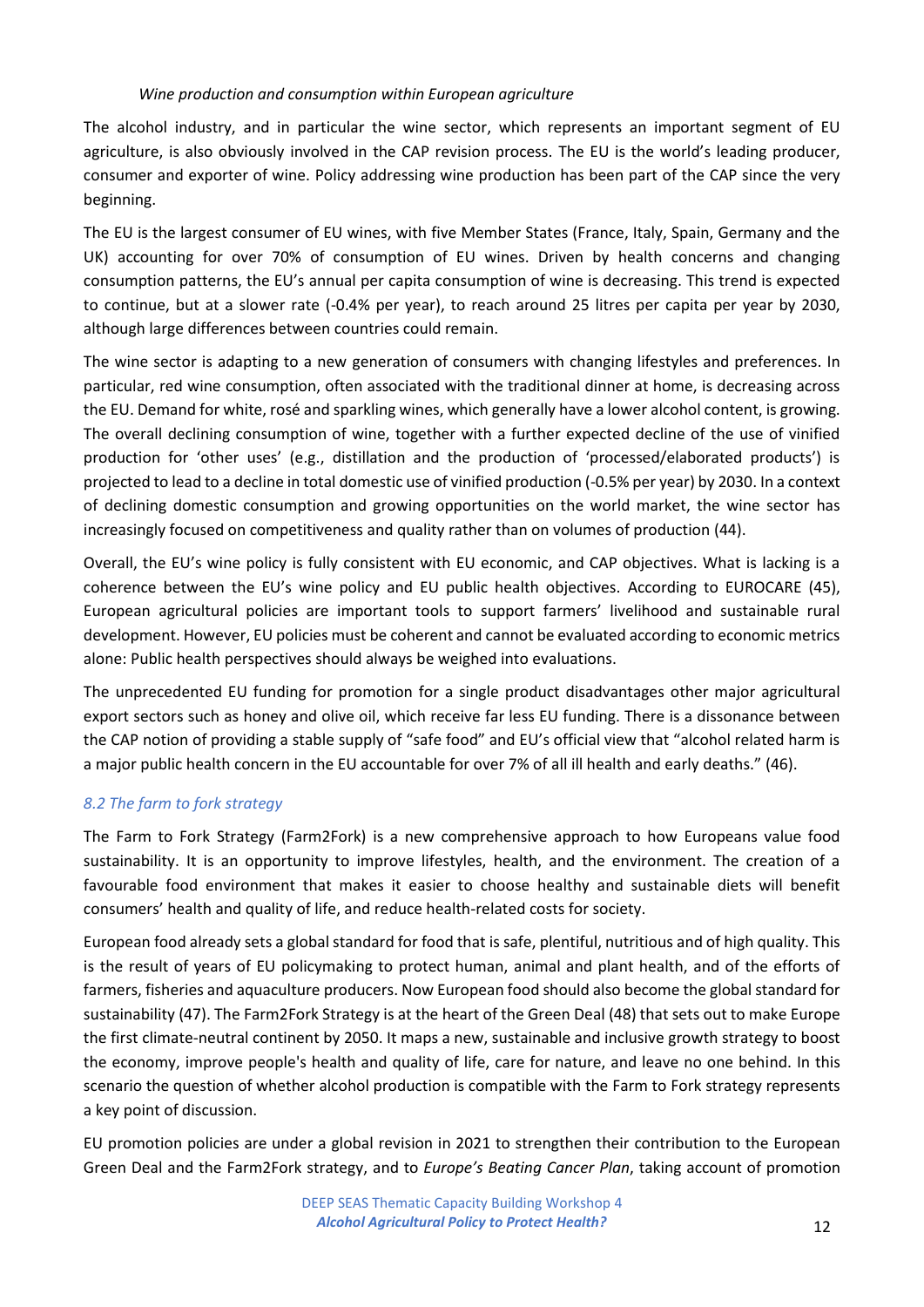*Wine production and consumption within European agriculture*

The alcohol industry, and in particular the wine sector, which represents an important segment of EU agriculture, is also obviously involved in the CAP revision process. The EU is the world's leading producer, consumer and exporter of wine. Policy addressing wine production has been part of the CAP since the very beginning.

The EU is the largest consumer of EU wines, with five Member States (France, Italy, Spain, Germany and the UK) accounting for over 70% of consumption of EU wines. Driven by health concerns and changing consumption patterns, the EU's annual per capita consumption of wine is decreasing. This trend is expected to continue, but at a slower rate (-0.4% per year), to reach around 25 litres per capita per year by 2030, although large differences between countries could remain.

The wine sector is adapting to a new generation of consumers with changing lifestyles and preferences. In particular, red wine consumption, often associated with the traditional dinner at home, is decreasing across the EU. Demand for white, rosé and sparkling wines, which generally have a lower alcohol content, is growing. The overall declining consumption of wine, together with a further expected decline of the use of vinified production for 'other uses' (e.g., distillation and the production of 'processed/elaborated products') is projected to lead to a decline in total domestic use of vinified production (-0.5% per year) by 2030. In a context of declining domestic consumption and growing opportunities on the world market, the wine sector has increasingly focused on competitiveness and quality rather than on volumes of production (44).

Overall, the EU's wine policy is fully consistent with EU economic, and CAP objectives. What is lacking is a coherence between the EU's wine policy and EU public health objectives. According to EUROCARE (45), European agricultural policies are important tools to support farmers' livelihood and sustainable rural development. However, EU policies must be coherent and cannot be evaluated according to economic metrics alone: Public health perspectives should always be weighed into evaluations.

The unprecedented EU funding for promotion for a single product disadvantages other major agricultural export sectors such as honey and olive oil, which receive far less EU funding. There is a dissonance between the CAP notion of providing a stable supply of "safe food" and EU's official view that "alcohol related harm is a major public health concern in the EU accountable for over 7% of all ill health and early deaths." (46).

### *8.2 The farm to fork strategy*

The Farm to Fork Strategy (Farm2Fork) is a new comprehensive approach to how Europeans value food sustainability. It is an opportunity to improve lifestyles, health, and the environment. The creation of a favourable food environment that makes it easier to choose healthy and sustainable diets will benefit consumers' health and quality of life, and reduce health-related costs for society.

European food already sets a global standard for food that is safe, plentiful, nutritious and of high quality. This is the result of years of EU policymaking to protect human, animal and plant health, and of the efforts of farmers, fisheries and aquaculture producers. Now European food should also become the global standard for sustainability (47). The Farm2Fork Strategy is at the heart of the Green Deal (48) that sets out to make Europe the first climate-neutral continent by 2050. It maps a new, sustainable and inclusive growth strategy to boost the economy, improve people's health and quality of life, care for nature, and leave no one behind. In this scenario the question of whether alcohol production is compatible with the Farm to Fork strategy represents a key point of discussion.

EU promotion policies are under a global revision in 2021 to strengthen their contribution to the European Green Deal and the Farm2Fork strategy, and to *Europe's Beating Cancer Plan*, taking account of promotion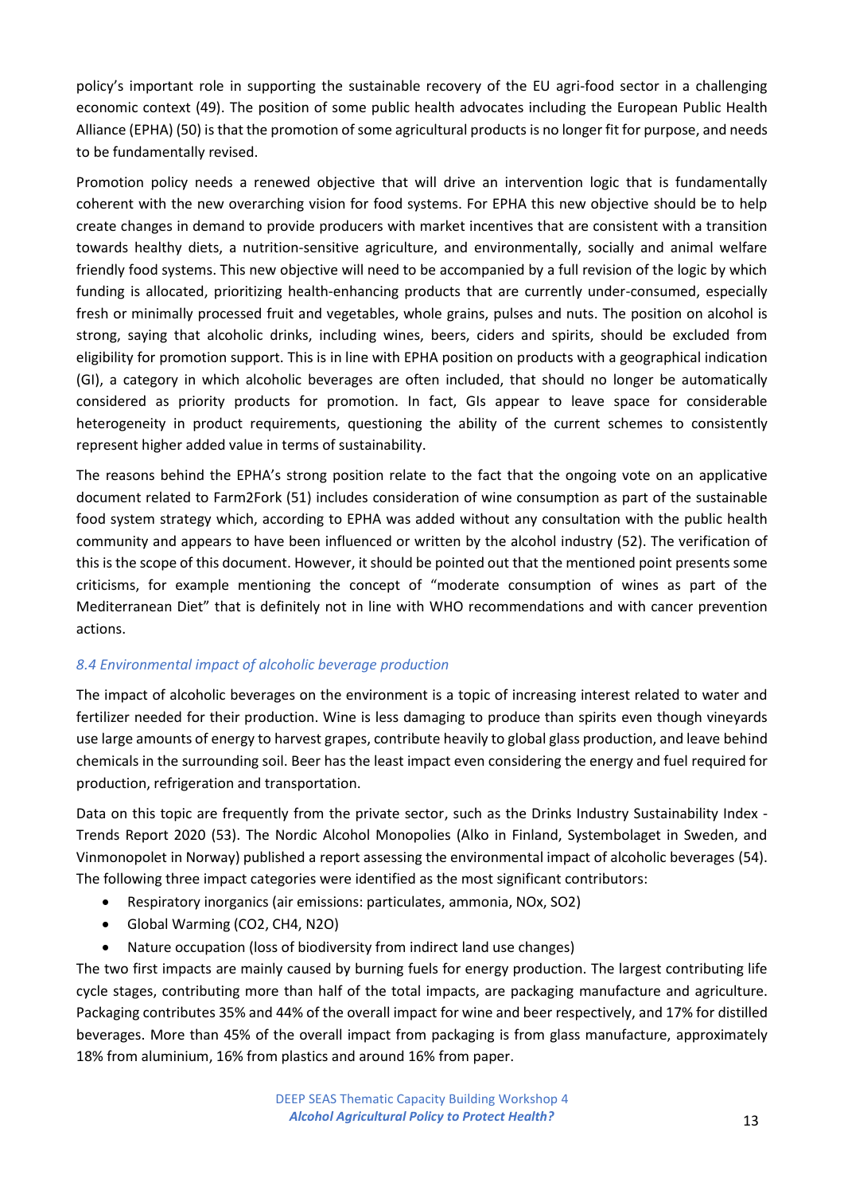policy's important role in supporting the sustainable recovery of the EU agri-food sector in a challenging economic context (49). The position of some public health advocates including the European Public Health Alliance (EPHA) (50) is that the promotion of some agricultural products is no longer fit for purpose, and needs to be fundamentally revised.

Promotion policy needs a renewed objective that will drive an intervention logic that is fundamentally coherent with the new overarching vision for food systems. For EPHA this new objective should be to help create changes in demand to provide producers with market incentives that are consistent with a transition towards healthy diets, a nutrition-sensitive agriculture, and environmentally, socially and animal welfare friendly food systems. This new objective will need to be accompanied by a full revision of the logic by which funding is allocated, prioritizing health-enhancing products that are currently under-consumed, especially fresh or minimally processed fruit and vegetables, whole grains, pulses and nuts. The position on alcohol is strong, saying that alcoholic drinks, including wines, beers, ciders and spirits, should be excluded from eligibility for promotion support. This is in line with EPHA position on products with a geographical indication (GI), a category in which alcoholic beverages are often included, that should no longer be automatically considered as priority products for promotion. In fact, GIs appear to leave space for considerable heterogeneity in product requirements, questioning the ability of the current schemes to consistently represent higher added value in terms of sustainability.

The reasons behind the EPHA's strong position relate to the fact that the ongoing vote on an applicative document related to Farm2Fork (51) includes consideration of wine consumption as part of the sustainable food system strategy which, according to EPHA was added without any consultation with the public health community and appears to have been influenced or written by the alcohol industry (52). The verification of this is the scope of this document. However, it should be pointed out that the mentioned point presents some criticisms, for example mentioning the concept of "moderate consumption of wines as part of the Mediterranean Diet" that is definitely not in line with WHO recommendations and with cancer prevention actions.

### *8.4 Environmental impact of alcoholic beverage production*

The impact of alcoholic beverages on the environment is a topic of increasing interest related to water and fertilizer needed for their production. Wine is less damaging to produce than spirits even though vineyards use large amounts of energy to harvest grapes, contribute heavily to global glass production, and leave behind chemicals in the surrounding soil. Beer has the least impact even considering the energy and fuel required for production, refrigeration and transportation.

Data on this topic are frequently from the private sector, such as the Drinks Industry Sustainability Index - Trends Report 2020 (53). The Nordic Alcohol Monopolies (Alko in Finland, Systembolaget in Sweden, and Vinmonopolet in Norway) published a report assessing the environmental impact of alcoholic beverages (54). The following three impact categories were identified as the most significant contributors:

- Respiratory inorganics (air emissions: particulates, ammonia, $NO_x$, $SO_2$)
- Global Warming ($CO_2$, $CH_4$, $N_2O$)
- Nature occupation (loss of biodiversity from indirect land use changes)

The two first impacts are mainly caused by burning fuels for energy production. The largest contributing life cycle stages, contributing more than half of the total impacts, are packaging manufacture and agriculture. Packaging contributes 35% and 44% of the overall impact for wine and beer respectively, and 17% for distilled beverages. More than 45% of the overall impact from packaging is from glass manufacture, approximately 18% from aluminium, 16% from plastics and around 16% from paper.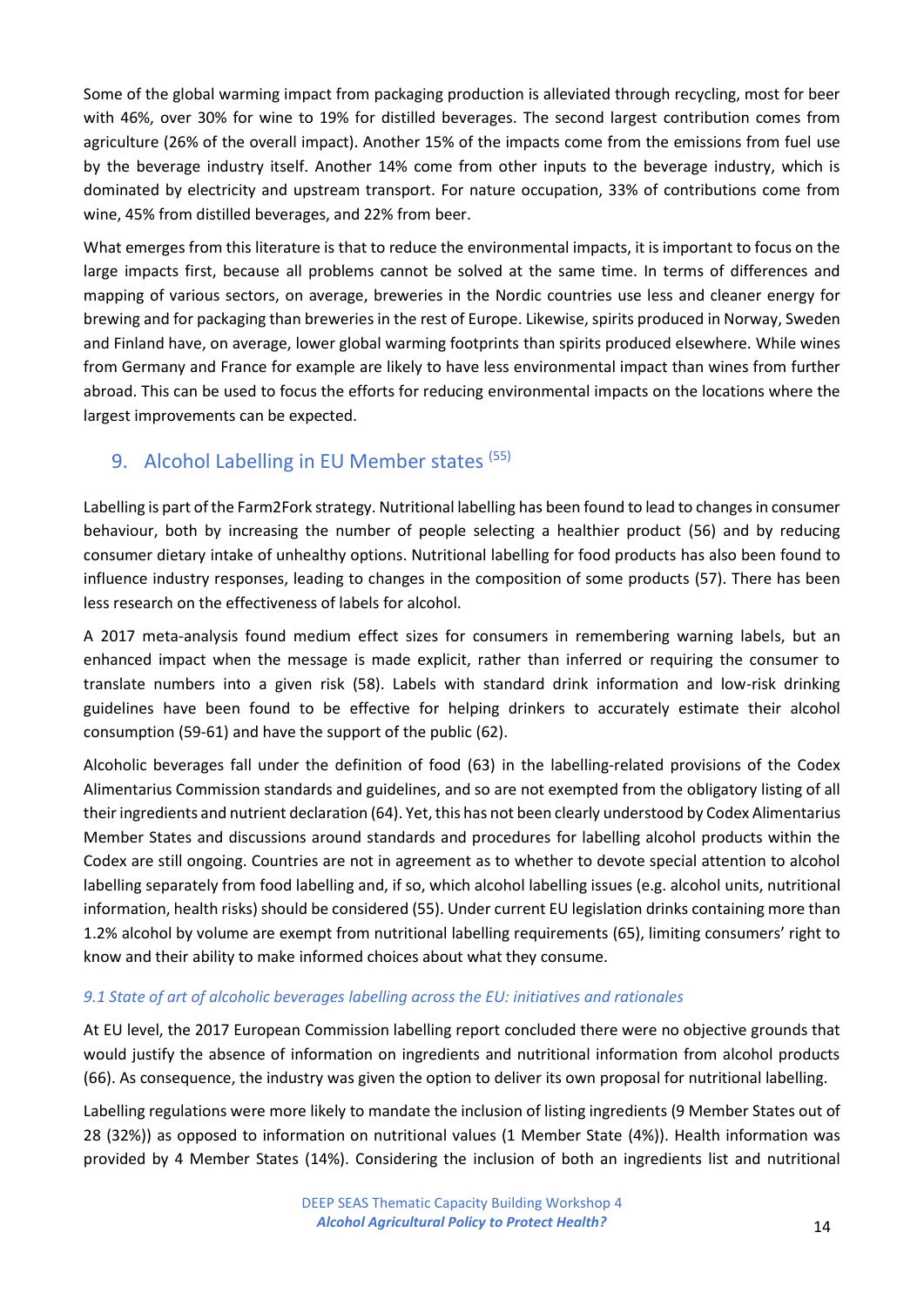Some of the global warming impact from packaging production is alleviated through recycling, most for beer with 46%, over 30% for wine to 19% for distilled beverages. The second largest contribution comes from agriculture (26% of the overall impact). Another 15% of the impacts come from the emissions from fuel use by the beverage industry itself. Another 14% come from other inputs to the beverage industry, which is dominated by electricity and upstream transport. For nature occupation, 33% of contributions come from wine, 45% from distilled beverages, and 22% from beer.

What emerges from this literature is that to reduce the environmental impacts, it is important to focus on the large impacts first, because all problems cannot be solved at the same time. In terms of differences and mapping of various sectors, on average, breweries in the Nordic countries use less and cleaner energy for brewing and for packaging than breweries in the rest of Europe. Likewise, spirits produced in Norway, Sweden and Finland have, on average, lower global warming footprints than spirits produced elsewhere. While wines from Germany and France for example are likely to have less environmental impact than wines from further abroad. This can be used to focus the efforts for reducing environmental impacts on the locations where the largest improvements can be expected.

## 9. Alcohol Labelling in EU Member states [(55)]

Labelling is part of the Farm2Fork strategy. Nutritional labelling has been found to lead to changes in consumer behaviour, both by increasing the number of people selecting a healthier product (56) and by reducing consumer dietary intake of unhealthy options. Nutritional labelling for food products has also been found to influence industry responses, leading to changes in the composition of some products (57). There has been less research on the effectiveness of labels for alcohol.

A 2017 meta-analysis found medium effect sizes for consumers in remembering warning labels, but an enhanced impact when the message is made explicit, rather than inferred or requiring the consumer to translate numbers into a given risk (58). Labels with standard drink information and low-risk drinking guidelines have been found to be effective for helping drinkers to accurately estimate their alcohol consumption (59-61) and have the support of the public (62).

Alcoholic beverages fall under the definition of food (63) in the labelling-related provisions of the Codex Alimentarius Commission standards and guidelines, and so are not exempted from the obligatory listing of all their ingredients and nutrient declaration (64). Yet, this has not been clearly understood by Codex Alimentarius Member States and discussions around standards and procedures for labelling alcohol products within the Codex are still ongoing. Countries are not in agreement as to whether to devote special attention to alcohol labelling separately from food labelling and, if so, which alcohol labelling issues (e.g. alcohol units, nutritional information, health risks) should be considered (55). Under current EU legislation drinks containing more than 1.2% alcohol by volume are exempt from nutritional labelling requirements (65), limiting consumers' right to know and their ability to make informed choices about what they consume.

### *9.1 State of art of alcoholic beverages labelling across the EU: initiatives and rationales*

At EU level, the 2017 European Commission labelling report concluded there were no objective grounds that would justify the absence of information on ingredients and nutritional information from alcohol products (66). As consequence, the industry was given the option to deliver its own proposal for nutritional labelling.

Labelling regulations were more likely to mandate the inclusion of listing ingredients (9 Member States out of 28 (32%)) as opposed to information on nutritional values (1 Member State (4%)). Health information was provided by 4 Member States (14%). Considering the inclusion of both an ingredients list and nutritional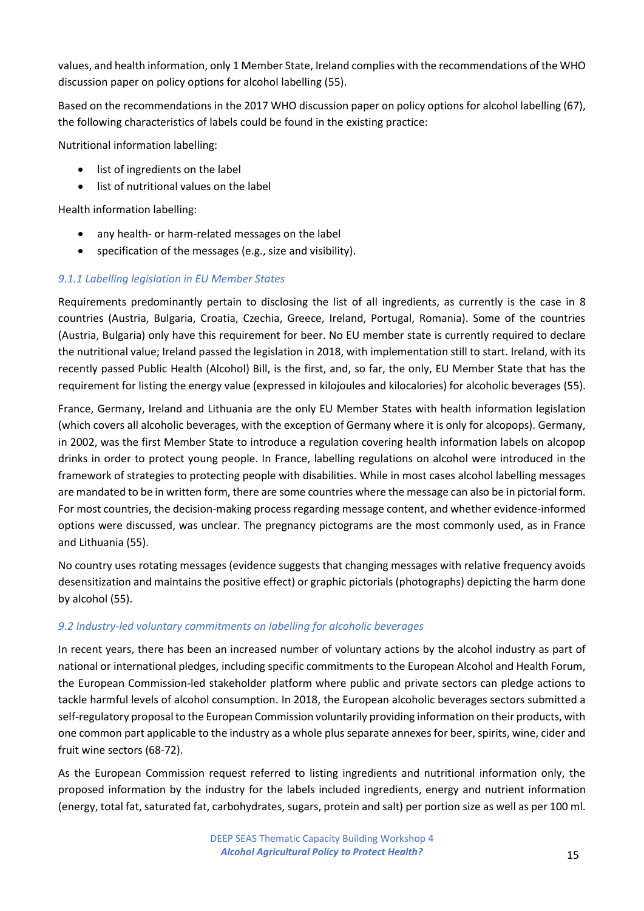values, and health information, only 1 Member State, Ireland complies with the recommendations of the WHO discussion paper on policy options for alcohol labelling (55).

Based on the recommendations in the 2017 WHO discussion paper on policy options for alcohol labelling (67), the following characteristics of labels could be found in the existing practice:

Nutritional information labelling:

- list of ingredients on the label
- list of nutritional values on the label

Health information labelling:

- any health- or harm-related messages on the label
- specification of the messages (e.g., size and visibility).

### *9.1.1 Labelling legislation in EU Member States*

Requirements predominantly pertain to disclosing the list of all ingredients, as currently is the case in 8 countries (Austria, Bulgaria, Croatia, Czechia, Greece, Ireland, Portugal, Romania). Some of the countries (Austria, Bulgaria) only have this requirement for beer. No EU member state is currently required to declare the nutritional value; Ireland passed the legislation in 2018, with implementation still to start. Ireland, with its recently passed Public Health (Alcohol) Bill, is the first, and, so far, the only, EU Member State that has the requirement for listing the energy value (expressed in kilojoules and kilocalories) for alcoholic beverages (55).

France, Germany, Ireland and Lithuania are the only EU Member States with health information legislation (which covers all alcoholic beverages, with the exception of Germany where it is only for alcopops). Germany, in 2002, was the first Member State to introduce a regulation covering health information labels on alcopop drinks in order to protect young people. In France, labelling regulations on alcohol were introduced in the framework of strategies to protecting people with disabilities. While in most cases alcohol labelling messages are mandated to be in written form, there are some countries where the message can also be in pictorial form. For most countries, the decision-making process regarding message content, and whether evidence-informed options were discussed, was unclear. The pregnancy pictograms are the most commonly used, as in France and Lithuania (55).

No country uses rotating messages (evidence suggests that changing messages with relative frequency avoids desensitization and maintains the positive effect) or graphic pictorials (photographs) depicting the harm done by alcohol (55).

## *9.2 Industry-led voluntary commitments on labelling for alcoholic beverages*

In recent years, there has been an increased number of voluntary actions by the alcohol industry as part of national or international pledges, including specific commitments to the European Alcohol and Health Forum, the European Commission-led stakeholder platform where public and private sectors can pledge actions to tackle harmful levels of alcohol consumption. In 2018, the European alcoholic beverages sectors submitted a self-regulatory proposal to the European Commission voluntarily providing information on their products, with one common part applicable to the industry as a whole plus separate annexes for beer, spirits, wine, cider and fruit wine sectors (68-72).

As the European Commission request referred to listing ingredients and nutritional information only, the proposed information by the industry for the labels included ingredients, energy and nutrient information (energy, total fat, saturated fat, carbohydrates, sugars, protein and salt) per portion size as well as per 100 ml.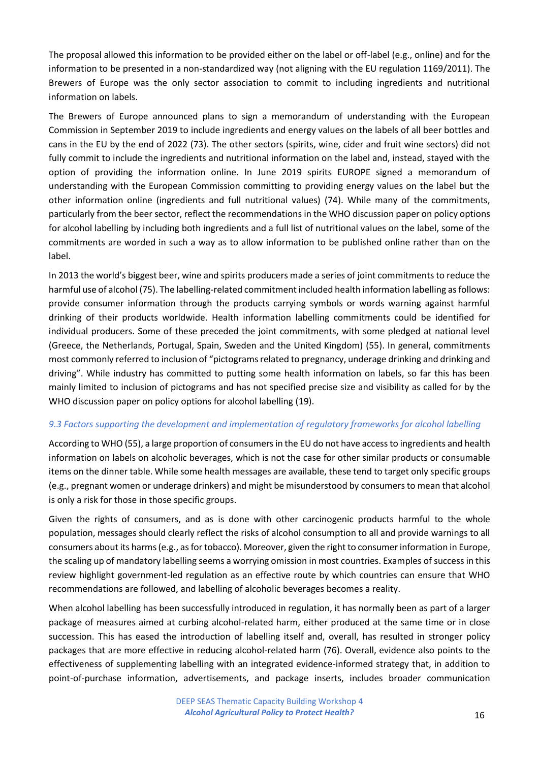The proposal allowed this information to be provided either on the label or off-label (e.g., online) and for the information to be presented in a non-standardized way (not aligning with the EU regulation 1169/2011). The Brewers of Europe was the only sector association to commit to including ingredients and nutritional information on labels.

The Brewers of Europe announced plans to sign a memorandum of understanding with the European Commission in September 2019 to include ingredients and energy values on the labels of all beer bottles and cans in the EU by the end of 2022 (73). The other sectors (spirits, wine, cider and fruit wine sectors) did not fully commit to include the ingredients and nutritional information on the label and, instead, stayed with the option of providing the information online. In June 2019 spirits EUROPE signed a memorandum of understanding with the European Commission committing to providing energy values on the label but the other information online (ingredients and full nutritional values) (74). While many of the commitments, particularly from the beer sector, reflect the recommendations in the WHO discussion paper on policy options for alcohol labelling by including both ingredients and a full list of nutritional values on the label, some of the commitments are worded in such a way as to allow information to be published online rather than on the label.

In 2013 the world's biggest beer, wine and spirits producers made a series of joint commitments to reduce the harmful use of alcohol (75). The labelling-related commitment included health information labelling as follows: provide consumer information through the products carrying symbols or words warning against harmful drinking of their products worldwide. Health information labelling commitments could be identified for individual producers. Some of these preceded the joint commitments, with some pledged at national level (Greece, the Netherlands, Portugal, Spain, Sweden and the United Kingdom) (55). In general, commitments most commonly referred to inclusion of "pictograms related to pregnancy, underage drinking and drinking and driving". While industry has committed to putting some health information on labels, so far this has been mainly limited to inclusion of pictograms and has not specified precise size and visibility as called for by the WHO discussion paper on policy options for alcohol labelling (19).

### *9.3 Factors supporting the development and implementation of regulatory frameworks for alcohol labelling*

According to WHO (55), a large proportion of consumers in the EU do not have access to ingredients and health information on labels on alcoholic beverages, which is not the case for other similar products or consumable items on the dinner table. While some health messages are available, these tend to target only specific groups (e.g., pregnant women or underage drinkers) and might be misunderstood by consumers to mean that alcohol is only a risk for those in those specific groups.

Given the rights of consumers, and as is done with other carcinogenic products harmful to the whole population, messages should clearly reflect the risks of alcohol consumption to all and provide warnings to all consumers about its harms (e.g., as for tobacco). Moreover, given the right to consumer information in Europe, the scaling up of mandatory labelling seems a worrying omission in most countries. Examples of success in this review highlight government-led regulation as an effective route by which countries can ensure that WHO recommendations are followed, and labelling of alcoholic beverages becomes a reality.

When alcohol labelling has been successfully introduced in regulation, it has normally been as part of a larger package of measures aimed at curbing alcohol-related harm, either produced at the same time or in close succession. This has eased the introduction of labelling itself and, overall, has resulted in stronger policy packages that are more effective in reducing alcohol-related harm (76). Overall, evidence also points to the effectiveness of supplementing labelling with an integrated evidence-informed strategy that, in addition to point-of-purchase information, advertisements, and package inserts, includes broader communication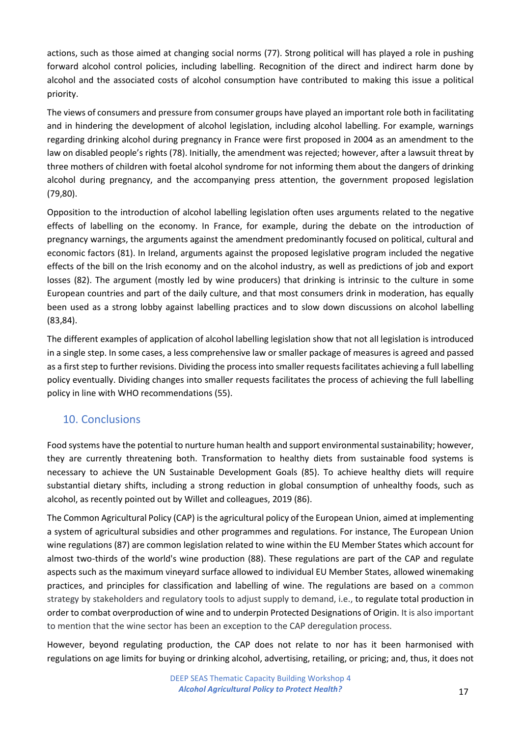actions, such as those aimed at changing social norms (77). Strong political will has played a role in pushing forward alcohol control policies, including labelling. Recognition of the direct and indirect harm done by alcohol and the associated costs of alcohol consumption have contributed to making this issue a political priority.

The views of consumers and pressure from consumer groups have played an important role both in facilitating and in hindering the development of alcohol legislation, including alcohol labelling. For example, warnings regarding drinking alcohol during pregnancy in France were first proposed in 2004 as an amendment to the law on disabled people's rights (78). Initially, the amendment was rejected; however, after a lawsuit threat by three mothers of children with foetal alcohol syndrome for not informing them about the dangers of drinking alcohol during pregnancy, and the accompanying press attention, the government proposed legislation (79,80).

Opposition to the introduction of alcohol labelling legislation often uses arguments related to the negative effects of labelling on the economy. In France, for example, during the debate on the introduction of pregnancy warnings, the arguments against the amendment predominantly focused on political, cultural and economic factors (81). In Ireland, arguments against the proposed legislative program included the negative effects of the bill on the Irish economy and on the alcohol industry, as well as predictions of job and export losses (82). The argument (mostly led by wine producers) that drinking is intrinsic to the culture in some European countries and part of the daily culture, and that most consumers drink in moderation, has equally been used as a strong lobby against labelling practices and to slow down discussions on alcohol labelling (83,84).

The different examples of application of alcohol labelling legislation show that not all legislation is introduced in a single step. In some cases, a less comprehensive law or smaller package of measures is agreed and passed as a first step to further revisions. Dividing the process into smaller requests facilitates achieving a full labelling policy eventually. Dividing changes into smaller requests facilitates the process of achieving the full labelling policy in line with WHO recommendations (55).

## 10. Conclusions

Food systems have the potential to nurture human health and support environmental sustainability; however, they are currently threatening both. Transformation to healthy diets from sustainable food systems is necessary to achieve the UN Sustainable Development Goals (85). To achieve healthy diets will require substantial dietary shifts, including a strong reduction in global consumption of unhealthy foods, such as alcohol, as recently pointed out by Willet and colleagues, 2019 (86).

The Common Agricultural Policy (CAP) is the agricultural policy of the European Union, aimed at implementing a system of agricultural subsidies and other programmes and regulations. For instance, The European Union wine regulations (87) are common legislation related to wine within the EU Member States which account for almost two-thirds of the world's wine production (88). These regulations are part of the CAP and regulate aspects such as the maximum vineyard surface allowed to individual EU Member States, allowed winemaking practices, and principles for classification and labelling of wine. The regulations are based on a common strategy by stakeholders and regulatory tools to adjust supply to demand, i.e., to regulate total production in order to combat overproduction of wine and to underpin Protected Designations of Origin. It is also important to mention that the wine sector has been an exception to the CAP deregulation process.

However, beyond regulating production, the CAP does not relate to nor has it been harmonised with regulations on age limits for buying or drinking alcohol, advertising, retailing, or pricing; and, thus, it does not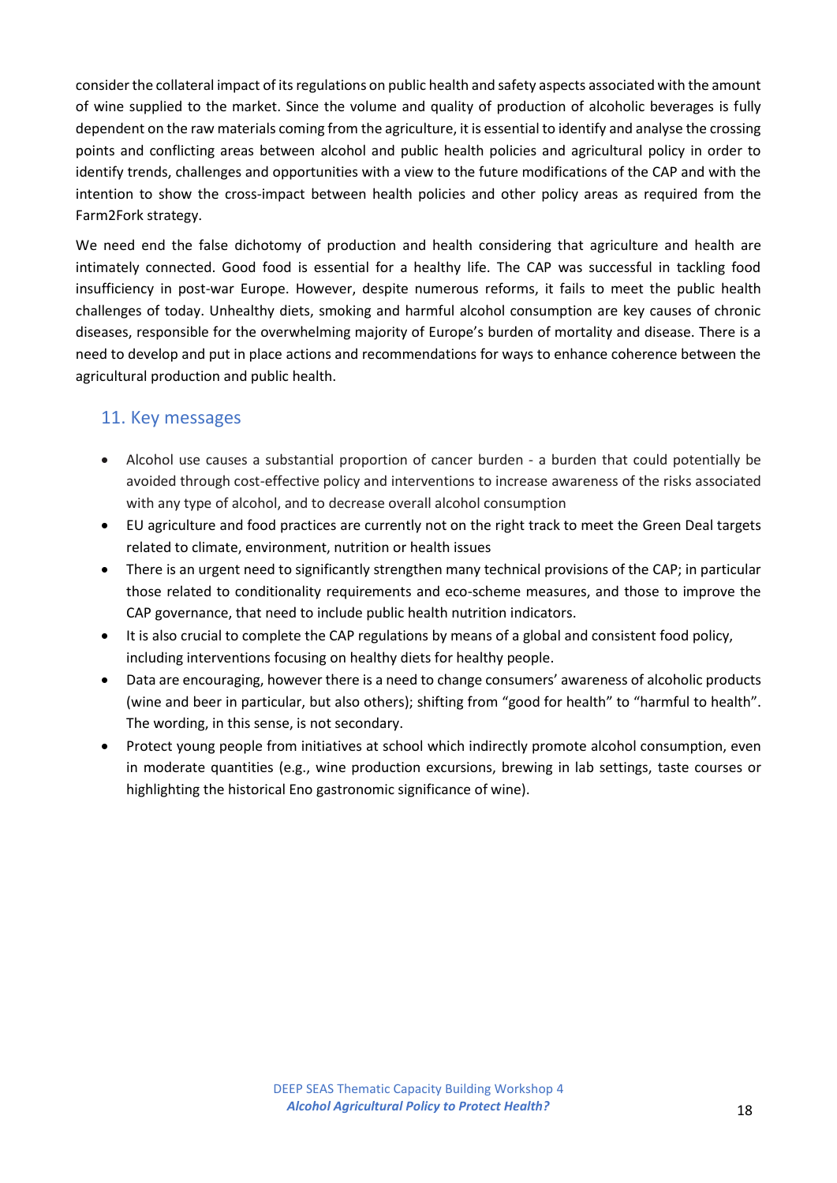consider the collateral impact of its regulations on public health and safety aspects associated with the amount of wine supplied to the market. Since the volume and quality of production of alcoholic beverages is fully dependent on the raw materials coming from the agriculture, it is essential to identify and analyse the crossing points and conflicting areas between alcohol and public health policies and agricultural policy in order to identify trends, challenges and opportunities with a view to the future modifications of the CAP and with the intention to show the cross-impact between health policies and other policy areas as required from the Farm2Fork strategy.

We need end the false dichotomy of production and health considering that agriculture and health are intimately connected. Good food is essential for a healthy life. The CAP was successful in tackling food insufficiency in post-war Europe. However, despite numerous reforms, it fails to meet the public health challenges of today. Unhealthy diets, smoking and harmful alcohol consumption are key causes of chronic diseases, responsible for the overwhelming majority of Europe's burden of mortality and disease. There is a need to develop and put in place actions and recommendations for ways to enhance coherence between the agricultural production and public health.

## 11. Key messages

- Alcohol use causes a substantial proportion of cancer burden - a burden that could potentially be avoided through cost-effective policy and interventions to increase awareness of the risks associated with any type of alcohol, and to decrease overall alcohol consumption
- EU agriculture and food practices are currently not on the right track to meet the Green Deal targets related to climate, environment, nutrition or health issues
- There is an urgent need to significantly strengthen many technical provisions of the CAP; in particular those related to conditionality requirements and eco-scheme measures, and those to improve the CAP governance, that need to include public health nutrition indicators.
- It is also crucial to complete the CAP regulations by means of a global and consistent food policy, including interventions focusing on healthy diets for healthy people.
- Data are encouraging, however there is a need to change consumers' awareness of alcoholic products (wine and beer in particular, but also others); shifting from "good for health" to "harmful to health". The wording, in this sense, is not secondary.
- Protect young people from initiatives at school which indirectly promote alcohol consumption, even in moderate quantities (e.g., wine production excursions, brewing in lab settings, taste courses or highlighting the historical Eno gastronomic significance of wine).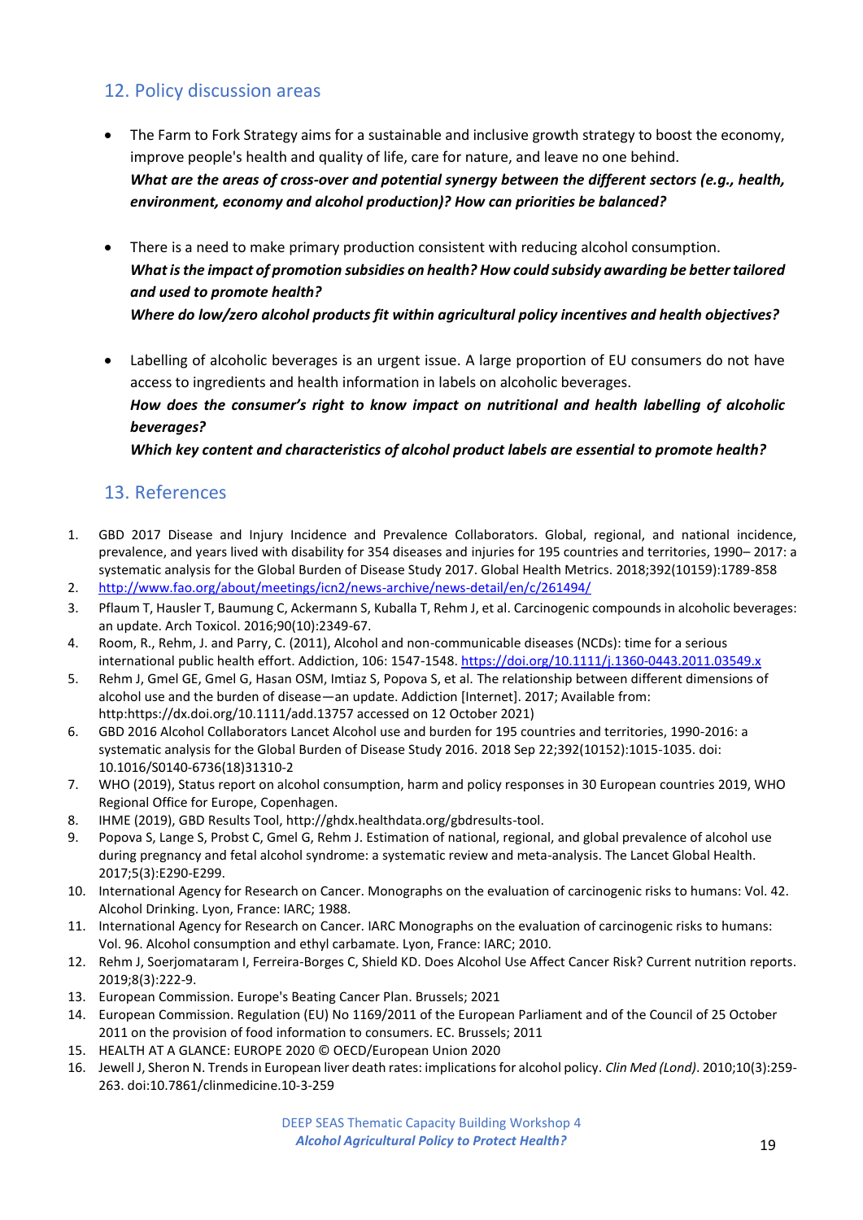## 12. Policy discussion areas

- The Farm to Fork Strategy aims for a sustainable and inclusive growth strategy to boost the economy, improve people's health and quality of life, care for nature, and leave no one behind.
  ***What are the areas of cross-over and potential synergy between the different sectors (e.g., health, environment, economy and alcohol production)? How can priorities be balanced?***

- There is a need to make primary production consistent with reducing alcohol consumption.
  ***What is the impact of promotion subsidies on health? How could subsidy awarding be better tailored and used to promote health?***
  ***Where do low/zero alcohol products fit within agricultural policy incentives and health objectives?***

- Labelling of alcoholic beverages is an urgent issue. A large proportion of EU consumers do not have access to ingredients and health information in labels on alcoholic beverages.
  ***How does the consumer's right to know impact on nutritional and health labelling of alcoholic beverages?***
  ***Which key content and characteristics of alcohol product labels are essential to promote health?***

## 13. References

1. GBD 2017 Disease and Injury Incidence and Prevalence Collaborators. Global, regional, and national incidence, prevalence, and years lived with disability for 354 diseases and injuries for 195 countries and territories, 1990– 2017: a systematic analysis for the Global Burden of Disease Study 2017. Global Health Metrics. 2018;392(10159):1789-858
2. http://www.fao.org/about/meetings/icn2/news-archive/news-detail/en/c/261494/
3. Pflaum T, Hausler T, Baumung C, Ackermann S, Kuballa T, Rehm J, et al. Carcinogenic compounds in alcoholic beverages: an update. Arch Toxicol. 2016;90(10):2349-67.
4. Room, R., Rehm, J. and Parry, C. (2011), Alcohol and non-communicable diseases (NCDs): time for a serious international public health effort. Addiction, 106: 1547-1548. https://doi.org/10.1111/j.1360-0443.2011.03549.x
5. Rehm J, Gmel GE, Gmel G, Hasan OSM, Imtiaz S, Popova S, et al. The relationship between different dimensions of alcohol use and the burden of disease—an update. Addiction [Internet]. 2017; Available from: http:https://dx.doi.org/10.1111/add.13757 accessed on 12 October 2021)
6. GBD 2016 Alcohol Collaborators Lancet Alcohol use and burden for 195 countries and territories, 1990-2016: a systematic analysis for the Global Burden of Disease Study 2016. 2018 Sep 22;392(10152):1015-1035. doi: 10.1016/S0140-6736(18)31310-2
7. WHO (2019), Status report on alcohol consumption, harm and policy responses in 30 European countries 2019, WHO Regional Office for Europe, Copenhagen.
8. IHME (2019), GBD Results Tool, http://ghdx.healthdata.org/gbdresults-tool.
9. Popova S, Lange S, Probst C, Gmel G, Rehm J. Estimation of national, regional, and global prevalence of alcohol use during pregnancy and fetal alcohol syndrome: a systematic review and meta-analysis. The Lancet Global Health. 2017;5(3):E290-E299.
10. International Agency for Research on Cancer. Monographs on the evaluation of carcinogenic risks to humans: Vol. 42. Alcohol Drinking. Lyon, France: IARC; 1988.
11. International Agency for Research on Cancer. IARC Monographs on the evaluation of carcinogenic risks to humans: Vol. 96. Alcohol consumption and ethyl carbamate. Lyon, France: IARC; 2010.
12. Rehm J, Soerjomataram I, Ferreira-Borges C, Shield KD. Does Alcohol Use Affect Cancer Risk? Current nutrition reports. 2019;8(3):222-9.
13. European Commission. Europe's Beating Cancer Plan. Brussels; 2021
14. European Commission. Regulation (EU) No 1169/2011 of the European Parliament and of the Council of 25 October 2011 on the provision of food information to consumers. EC. Brussels; 2011
15. HEALTH AT A GLANCE: EUROPE 2020 © OECD/European Union 2020
16. Jewell J, Sheron N. Trends in European liver death rates: implications for alcohol policy. *Clin Med (Lond)*. 2010;10(3):259-263. doi:10.7861/clinmedicine.10-3-259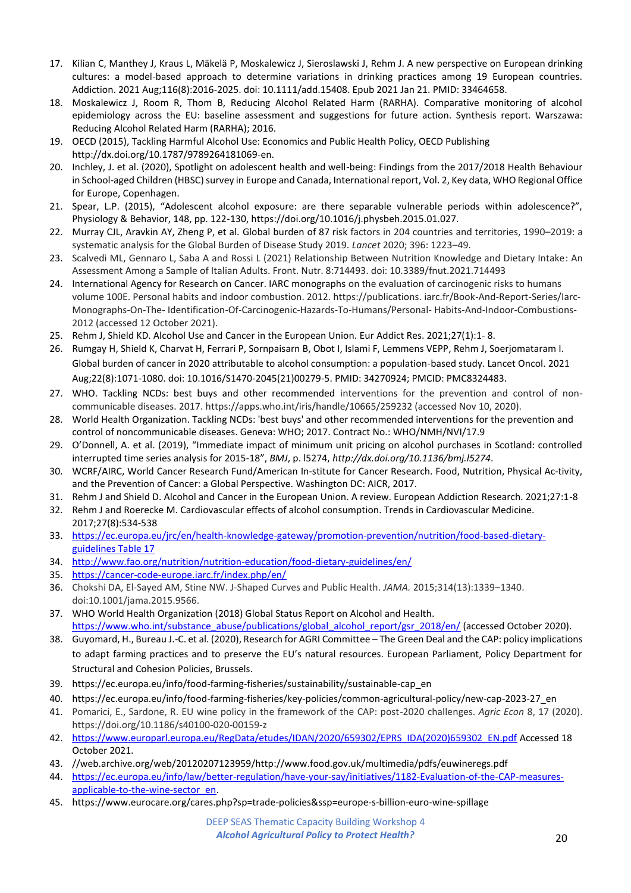17. Kilian C, Manthey J, Kraus L, Mäkelä P, Moskalewicz J, Sieroslawski J, Rehm J. A new perspective on European drinking cultures: a model-based approach to determine variations in drinking practices among 19 European countries. Addiction. 2021 Aug;116(8):2016-2025. doi: 10.1111/add.15408. Epub 2021 Jan 21. PMID: 33464658.
18. Moskalewicz J, Room R, Thom B, Reducing Alcohol Related Harm (RARHA). Comparative monitoring of alcohol epidemiology across the EU: baseline assessment and suggestions for future action. Synthesis report. Warszawa: Reducing Alcohol Related Harm (RARHA); 2016.
19. OECD (2015), Tackling Harmful Alcohol Use: Economics and Public Health Policy, OECD Publishing http://dx.doi.org/10.1787/9789264181069-en.
20. Inchley, J. et al. (2020), Spotlight on adolescent health and well-being: Findings from the 2017/2018 Health Behaviour in School-aged Children (HBSC) survey in Europe and Canada, International report, Vol. 2, Key data, WHO Regional Office for Europe, Copenhagen.
21. Spear, L.P. (2015), "Adolescent alcohol exposure: are there separable vulnerable periods within adolescence?", Physiology & Behavior, 148, pp. 122-130, https://doi.org/10.1016/j.physbeh.2015.01.027.
22. Murray CJL, Aravkin AY, Zheng P, et al. Global burden of 87 risk factors in 204 countries and territories, 1990–2019: a systematic analysis for the Global Burden of Disease Study 2019. *Lancet* 2020; 396: 1223–49.
23. Scalvedi ML, Gennaro L, Saba A and Rossi L (2021) Relationship Between Nutrition Knowledge and Dietary Intake: An Assessment Among a Sample of Italian Adults. Front. Nutr. 8:714493. doi: 10.3389/fnut.2021.714493
24. International Agency for Research on Cancer. IARC monographs on the evaluation of carcinogenic risks to humans volume 100E. Personal habits and indoor combustion. 2012. https://publications. iarc.fr/Book-And-Report-Series/Iarc-Monographs-On-The- Identification-Of-Carcinogenic-Hazards-To-Humans/Personal- Habits-And-Indoor-Combustions-2012 (accessed 12 October 2021).
25. Rehm J, Shield KD. Alcohol Use and Cancer in the European Union. Eur Addict Res. 2021;27(1):1- 8.
26. Rumgay H, Shield K, Charvat H, Ferrari P, Sornpaisarn B, Obot I, Islami F, Lemmens VEPP, Rehm J, Soerjomataram I. Global burden of cancer in 2020 attributable to alcohol consumption: a population-based study. Lancet Oncol. 2021 Aug;22(8):1071-1080. doi: 10.1016/S1470-2045(21)00279-5. PMID: 34270924; PMCID: PMC8324483.
27. WHO. Tackling NCDs: best buys and other recommended interventions for the prevention and control of non-communicable diseases. 2017. https://apps.who.int/iris/handle/10665/259232 (accessed Nov 10, 2020).
28. World Health Organization. Tackling NCDs: 'best buys' and other recommended interventions for the prevention and control of noncommunicable diseases. Geneva: WHO; 2017. Contract No.: WHO/NMH/NVI/17.9
29. O'Donnell, A. et al. (2019), "Immediate impact of minimum unit pricing on alcohol purchases in Scotland: controlled interrupted time series analysis for 2015-18", *BMJ*, p. l5274, *http://dx.doi.org/10.1136/bmj.l5274*.
30. WCRF/AIRC, World Cancer Research Fund/American In-stitute for Cancer Research. Food, Nutrition, Physical Ac-tivity, and the Prevention of Cancer: a Global Perspective. Washington DC: AICR, 2017.
31. Rehm J and Shield D. Alcohol and Cancer in the European Union. A review. European Addiction Research. 2021;27:1-8
32. Rehm J and Roerecke M. Cardiovascular effects of alcohol consumption. Trends in Cardiovascular Medicine. 2017;27(8):534-538
33. https://ec.europa.eu/jrc/en/health-knowledge-gateway/promotion-prevention/nutrition/food-based-dietary-guidelines Table 17
34. http://www.fao.org/nutrition/nutrition-education/food-dietary-guidelines/en/
35. https://cancer-code-europe.iarc.fr/index.php/en/
36. Chokshi DA, El-Sayed AM, Stine NW. J-Shaped Curves and Public Health. *JAMA.* 2015;314(13):1339–1340. doi:10.1001/jama.2015.9566.
37. WHO World Health Organization (2018) Global Status Report on Alcohol and Health. https://www.who.int/substance_abuse/publications/global_alcohol_report/gsr_2018/en/ (accessed October 2020).
38. Guyomard, H., Bureau J.-C. et al. (2020), Research for AGRI Committee – The Green Deal and the CAP: policy implications to adapt farming practices and to preserve the EU's natural resources. European Parliament, Policy Department for Structural and Cohesion Policies, Brussels.
39. https://ec.europa.eu/info/food-farming-fisheries/sustainability/sustainable-cap_en
40. https://ec.europa.eu/info/food-farming-fisheries/key-policies/common-agricultural-policy/new-cap-2023-27_en
41. Pomarici, E., Sardone, R. EU wine policy in the framework of the CAP: post-2020 challenges. *Agric Econ* 8, 17 (2020). https://doi.org/10.1186/s40100-020-00159-z
42. https://www.europarl.europa.eu/RegData/etudes/IDAN/2020/659302/EPRS_IDA(2020)659302_EN.pdf Accessed 18 October 2021.
43. //web.archive.org/web/20120207123959/http://www.food.gov.uk/multimedia/pdfs/euwineregs.pdf
44. https://ec.europa.eu/info/law/better-regulation/have-your-say/initiatives/1182-Evaluation-of-the-CAP-measures-applicable-to-the-wine-sector_en.
45. https://www.eurocare.org/cares.php?sp=trade-policies&ssp=europe-s-billion-euro-wine-spillage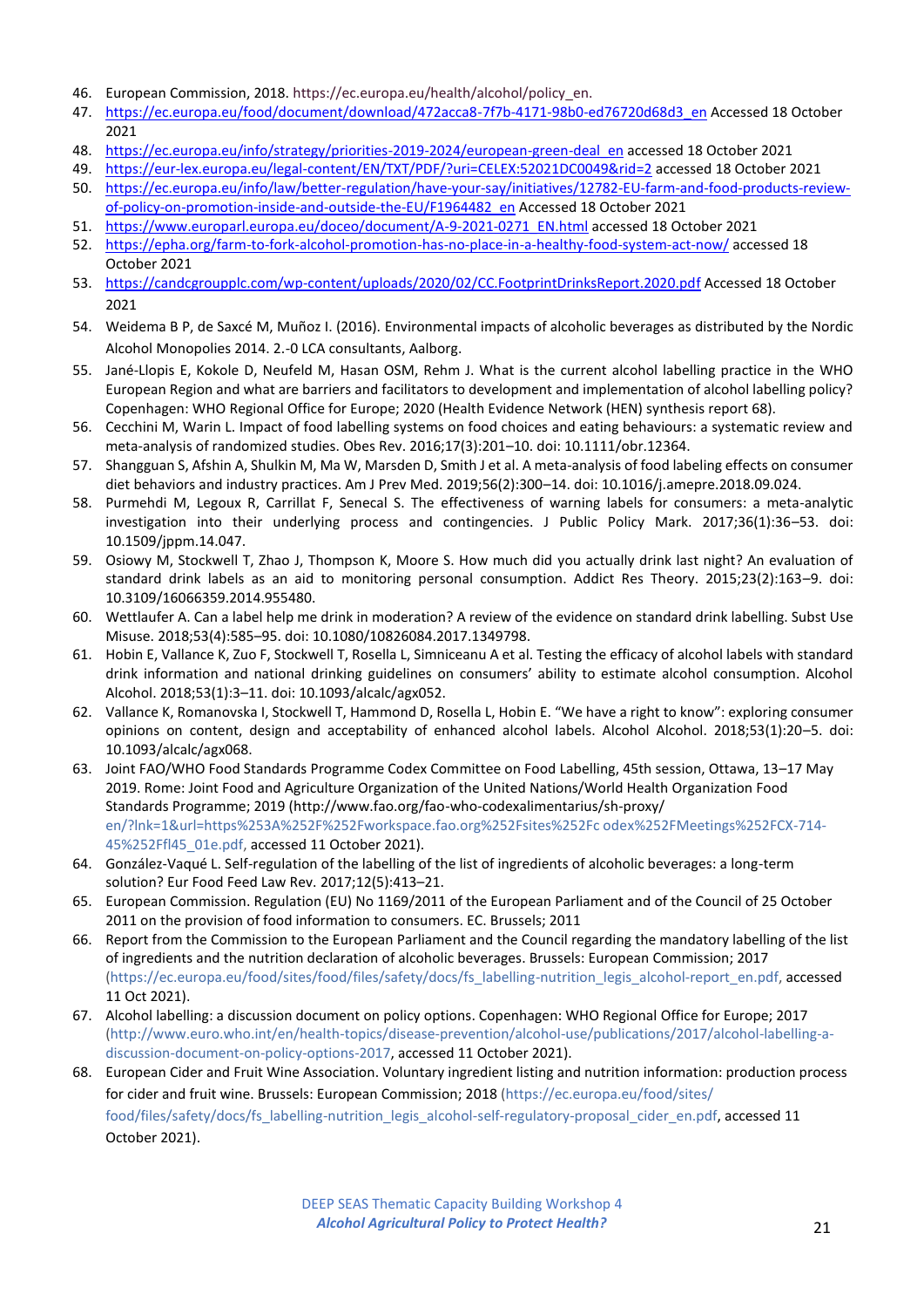46. European Commission, 2018. https://ec.europa.eu/health/alcohol/policy_en.
47. https://ec.europa.eu/food/document/download/472acca8-7f7b-4171-98b0-ed76720d68d3_en Accessed 18 October 2021
48. https://ec.europa.eu/info/strategy/priorities-2019-2024/european-green-deal_en accessed 18 October 2021
49. https://eur-lex.europa.eu/legal-content/EN/TXT/PDF/?uri=CELEX:52021DC0049&rid=2 accessed 18 October 2021
50. https://ec.europa.eu/info/law/better-regulation/have-your-say/initiatives/12782-EU-farm-and-food-products-review-of-policy-on-promotion-inside-and-outside-the-EU/F1964482_en Accessed 18 October 2021
51. https://www.europarl.europa.eu/doceo/document/A-9-2021-0271_EN.html accessed 18 October 2021
52. https://epha.org/farm-to-fork-alcohol-promotion-has-no-place-in-a-healthy-food-system-act-now/ accessed 18 October 2021
53. https://candcgroupplc.com/wp-content/uploads/2020/02/CC.FootprintDrinksReport.2020.pdf Accessed 18 October 2021
54. Weidema B P, de Saxcé M, Muñoz I. (2016). Environmental impacts of alcoholic beverages as distributed by the Nordic Alcohol Monopolies 2014. 2.-0 LCA consultants, Aalborg.
55. Jané-Llopis E, Kokole D, Neufeld M, Hasan OSM, Rehm J. What is the current alcohol labelling practice in the WHO European Region and what are barriers and facilitators to development and implementation of alcohol labelling policy? Copenhagen: WHO Regional Office for Europe; 2020 (Health Evidence Network (HEN) synthesis report 68).
56. Cecchini M, Warin L. Impact of food labelling systems on food choices and eating behaviours: a systematic review and meta-analysis of randomized studies. Obes Rev. 2016;17(3):201–10. doi: 10.1111/obr.12364.
57. Shangguan S, Afshin A, Shulkin M, Ma W, Marsden D, Smith J et al. A meta-analysis of food labeling effects on consumer diet behaviors and industry practices. Am J Prev Med. 2019;56(2):300–14. doi: 10.1016/j.amepre.2018.09.024.
58. Purmehdi M, Legoux R, Carrillat F, Senecal S. The effectiveness of warning labels for consumers: a meta-analytic investigation into their underlying process and contingencies. J Public Policy Mark. 2017;36(1):36–53. doi: 10.1509/jppm.14.047.
59. Osiowy M, Stockwell T, Zhao J, Thompson K, Moore S. How much did you actually drink last night? An evaluation of standard drink labels as an aid to monitoring personal consumption. Addict Res Theory. 2015;23(2):163–9. doi: 10.3109/16066359.2014.955480.
60. Wettlaufer A. Can a label help me drink in moderation? A review of the evidence on standard drink labelling. Subst Use Misuse. 2018;53(4):585–95. doi: 10.1080/10826084.2017.1349798.
61. Hobin E, Vallance K, Zuo F, Stockwell T, Rosella L, Simniceanu A et al. Testing the efficacy of alcohol labels with standard drink information and national drinking guidelines on consumers' ability to estimate alcohol consumption. Alcohol Alcohol. 2018;53(1):3–11. doi: 10.1093/alcalc/agx052.
62. Vallance K, Romanovska I, Stockwell T, Hammond D, Rosella L, Hobin E. "We have a right to know": exploring consumer opinions on content, design and acceptability of enhanced alcohol labels. Alcohol Alcohol. 2018;53(1):20–5. doi: 10.1093/alcalc/agx068.
63. Joint FAO/WHO Food Standards Programme Codex Committee on Food Labelling, 45th session, Ottawa, 13–17 May 2019. Rome: Joint Food and Agriculture Organization of the United Nations/World Health Organization Food Standards Programme; 2019 (http://www.fao.org/fao-who-codexalimentarius/sh-proxy/en/?lnk=1&url=https%253A%252F%252Fworkspace.fao.org%252Fsites%252Fc odex%252FMeetings%252FCX-714-45%252Ffl45_01e.pdf, accessed 11 October 2021).
64. González-Vaqué L. Self-regulation of the labelling of the list of ingredients of alcoholic beverages: a long-term solution? Eur Food Feed Law Rev. 2017;12(5):413–21.
65. European Commission. Regulation (EU) No 1169/2011 of the European Parliament and of the Council of 25 October 2011 on the provision of food information to consumers. EC. Brussels; 2011
66. Report from the Commission to the European Parliament and the Council regarding the mandatory labelling of the list of ingredients and the nutrition declaration of alcoholic beverages. Brussels: European Commission; 2017 (https://ec.europa.eu/food/sites/food/files/safety/docs/fs_labelling-nutrition_legis_alcohol-report_en.pdf, accessed 11 Oct 2021).
67. Alcohol labelling: a discussion document on policy options. Copenhagen: WHO Regional Office for Europe; 2017 (http://www.euro.who.int/en/health-topics/disease-prevention/alcohol-use/publications/2017/alcohol-labelling-a-discussion-document-on-policy-options-2017, accessed 11 October 2021).
68. European Cider and Fruit Wine Association. Voluntary ingredient listing and nutrition information: production process for cider and fruit wine. Brussels: European Commission; 2018 (https://ec.europa.eu/food/sites/food/files/safety/docs/fs_labelling-nutrition_legis_alcohol-self-regulatory-proposal_cider_en.pdf, accessed 11 October 2021).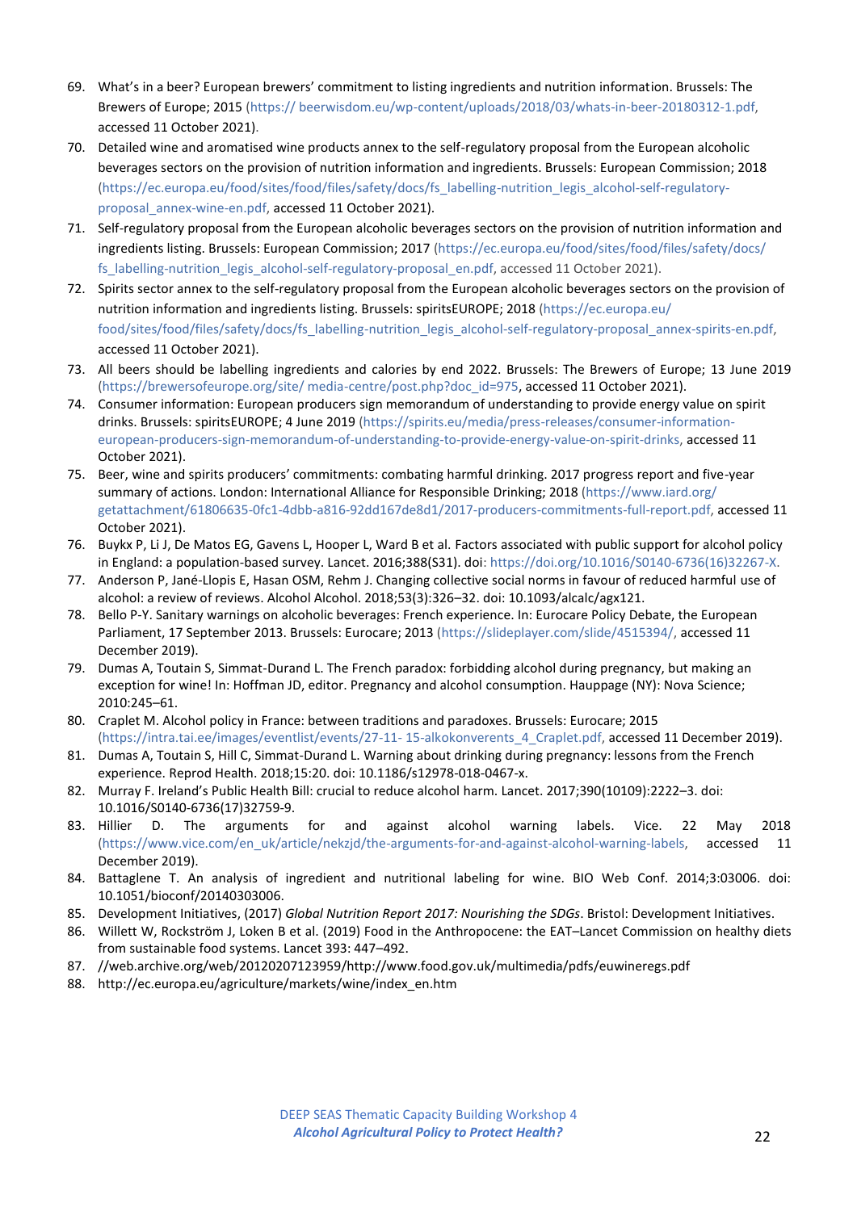69. What's in a beer? European brewers' commitment to listing ingredients and nutrition information. Brussels: The Brewers of Europe; 2015 (https:// beerwisdom.eu/wp-content/uploads/2018/03/whats-in-beer-20180312-1.pdf, accessed 11 October 2021).
70. Detailed wine and aromatised wine products annex to the self-regulatory proposal from the European alcoholic beverages sectors on the provision of nutrition information and ingredients. Brussels: European Commission; 2018 (https://ec.europa.eu/food/sites/food/files/safety/docs/fs_labelling-nutrition_legis_alcohol-self-regulatory-proposal_annex-wine-en.pdf, accessed 11 October 2021).
71. Self-regulatory proposal from the European alcoholic beverages sectors on the provision of nutrition information and ingredients listing. Brussels: European Commission; 2017 (https://ec.europa.eu/food/sites/food/files/safety/docs/fs_labelling-nutrition_legis_alcohol-self-regulatory-proposal_en.pdf, accessed 11 October 2021).
72. Spirits sector annex to the self-regulatory proposal from the European alcoholic beverages sectors on the provision of nutrition information and ingredients listing. Brussels: spiritsEUROPE; 2018 (https://ec.europa.eu/food/sites/food/files/safety/docs/fs_labelling-nutrition_legis_alcohol-self-regulatory-proposal_annex-spirits-en.pdf, accessed 11 October 2021).
73. All beers should be labelling ingredients and calories by end 2022. Brussels: The Brewers of Europe; 13 June 2019 (https://brewersofeurope.org/site/ media-centre/post.php?doc_id=975, accessed 11 October 2021).
74. Consumer information: European producers sign memorandum of understanding to provide energy value on spirit drinks. Brussels: spiritsEUROPE; 4 June 2019 (https://spirits.eu/media/press-releases/consumer-information-european-producers-sign-memorandum-of-understanding-to-provide-energy-value-on-spirit-drinks, accessed 11 October 2021).
75. Beer, wine and spirits producers' commitments: combating harmful drinking. 2017 progress report and five-year summary of actions. London: International Alliance for Responsible Drinking; 2018 (https://www.iard.org/getattachment/61806635-0fc1-4dbb-a816-92dd167de8d1/2017-producers-commitments-full-report.pdf, accessed 11 October 2021).
76. Buykx P, Li J, De Matos EG, Gavens L, Hooper L, Ward B et al. Factors associated with public support for alcohol policy in England: a population-based survey. Lancet. 2016;388(S31). doi: https://doi.org/10.1016/S0140-6736(16)32267-X.
77. Anderson P, Jané-Llopis E, Hasan OSM, Rehm J. Changing collective social norms in favour of reduced harmful use of alcohol: a review of reviews. Alcohol Alcohol. 2018;53(3):326–32. doi: 10.1093/alcalc/agx121.
78. Bello P-Y. Sanitary warnings on alcoholic beverages: French experience. In: Eurocare Policy Debate, the European Parliament, 17 September 2013. Brussels: Eurocare; 2013 (https://slideplayer.com/slide/4515394/, accessed 11 December 2019).
79. Dumas A, Toutain S, Simmat-Durand L. The French paradox: forbidding alcohol during pregnancy, but making an exception for wine! In: Hoffman JD, editor. Pregnancy and alcohol consumption. Hauppage (NY): Nova Science; 2010:245–61.
80. Craplet M. Alcohol policy in France: between traditions and paradoxes. Brussels: Eurocare; 2015 (https://intra.tai.ee/images/eventlist/events/27-11- 15-alkokonverents_4_Craplet.pdf, accessed 11 December 2019).
81. Dumas A, Toutain S, Hill C, Simmat-Durand L. Warning about drinking during pregnancy: lessons from the French experience. Reprod Health. 2018;15:20. doi: 10.1186/s12978-018-0467-x.
82. Murray F. Ireland's Public Health Bill: crucial to reduce alcohol harm. Lancet. 2017;390(10109):2222–3. doi: 10.1016/S0140-6736(17)32759-9.
83. Hillier D. The arguments for and against alcohol warning labels. Vice. 22 May 2018 (https://www.vice.com/en_uk/article/nekzjd/the-arguments-for-and-against-alcohol-warning-labels, accessed 11 December 2019).
84. Battaglene T. An analysis of ingredient and nutritional labeling for wine. BIO Web Conf. 2014;3:03006. doi: 10.1051/bioconf/20140303006.
85. Development Initiatives, (2017) *Global Nutrition Report 2017: Nourishing the SDGs*. Bristol: Development Initiatives.
86. Willett W, Rockström J, Loken B et al. (2019) Food in the Anthropocene: the EAT–Lancet Commission on healthy diets from sustainable food systems. Lancet 393: 447–492.
87. //web.archive.org/web/20120207123959/http://www.food.gov.uk/multimedia/pdfs/euwineregs.pdf
88. http://ec.europa.eu/agriculture/markets/wine/index_en.htm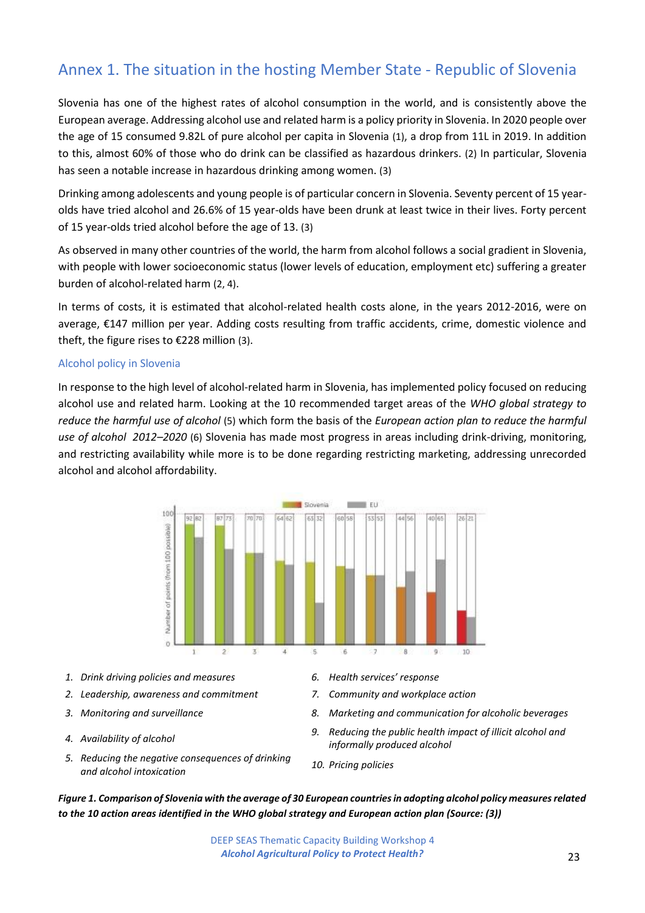# Annex 1. The situation in the hosting Member State - Republic of Slovenia

Slovenia has one of the highest rates of alcohol consumption in the world, and is consistently above the European average. Addressing alcohol use and related harm is a policy priority in Slovenia. In 2020 people over the age of 15 consumed 9.82L of pure alcohol per capita in Slovenia (1), a drop from 11L in 2019. In addition to this, almost 60% of those who do drink can be classified as hazardous drinkers. (2) In particular, Slovenia has seen a notable increase in hazardous drinking among women. (3)

Drinking among adolescents and young people is of particular concern in Slovenia. Seventy percent of 15 year-olds have tried alcohol and 26.6% of 15 year-olds have been drunk at least twice in their lives. Forty percent of 15 year-olds tried alcohol before the age of 13. (3)

As observed in many other countries of the world, the harm from alcohol follows a social gradient in Slovenia, with people with lower socioeconomic status (lower levels of education, employment etc) suffering a greater burden of alcohol-related harm (2, 4).

In terms of costs, it is estimated that alcohol-related health costs alone, in the years 2012-2016, were on average, €147 million per year. Adding costs resulting from traffic accidents, crime, domestic violence and theft, the figure rises to €228 million (3).

## Alcohol policy in Slovenia

In response to the high level of alcohol-related harm in Slovenia, has implemented policy focused on reducing alcohol use and related harm. Looking at the 10 recommended target areas of the *WHO global strategy to reduce the harmful use of alcohol* (5) which form the basis of the *European action plan to reduce the harmful use of alcohol 2012–2020* (6) Slovenia has made most progress in areas including drink-driving, monitoring, and restricting availability while more is to be done regarding restricting marketing, addressing unrecorded alcohol and alcohol affordability.

| Action area | Slovenia | EU |
|---|---|---|
| 1 | 92 | 82 |
| 2 | 87 | 73 |
| 3 | 70 | 70 |
| 4 | 64 | 62 |
| 5 | 63 | 32 |
| 6 | 60 | 58 |
| 7 | 53 | 53 |
| 8 | 44 | 56 |
| 9 | 40 | 65 |
| 10 | 26 | 21 |

*Number of points (from 100 possible)*

1. *Drink driving policies and measures*
2. *Leadership, awareness and commitment*
3. *Monitoring and surveillance*
4. *Availability of alcohol*
5. *Reducing the negative consequences of drinking and alcohol intoxication*
6. *Health services' response*
7. *Community and workplace action*
8. *Marketing and communication for alcoholic beverages*
9. *Reducing the public health impact of illicit alcohol and informally produced alcohol*
10. *Pricing policies*

***Figure 1. Comparison of Slovenia with the average of 30 European countries in adopting alcohol policy measures related to the 10 action areas identified in the WHO global strategy and European action plan (Source: (3))***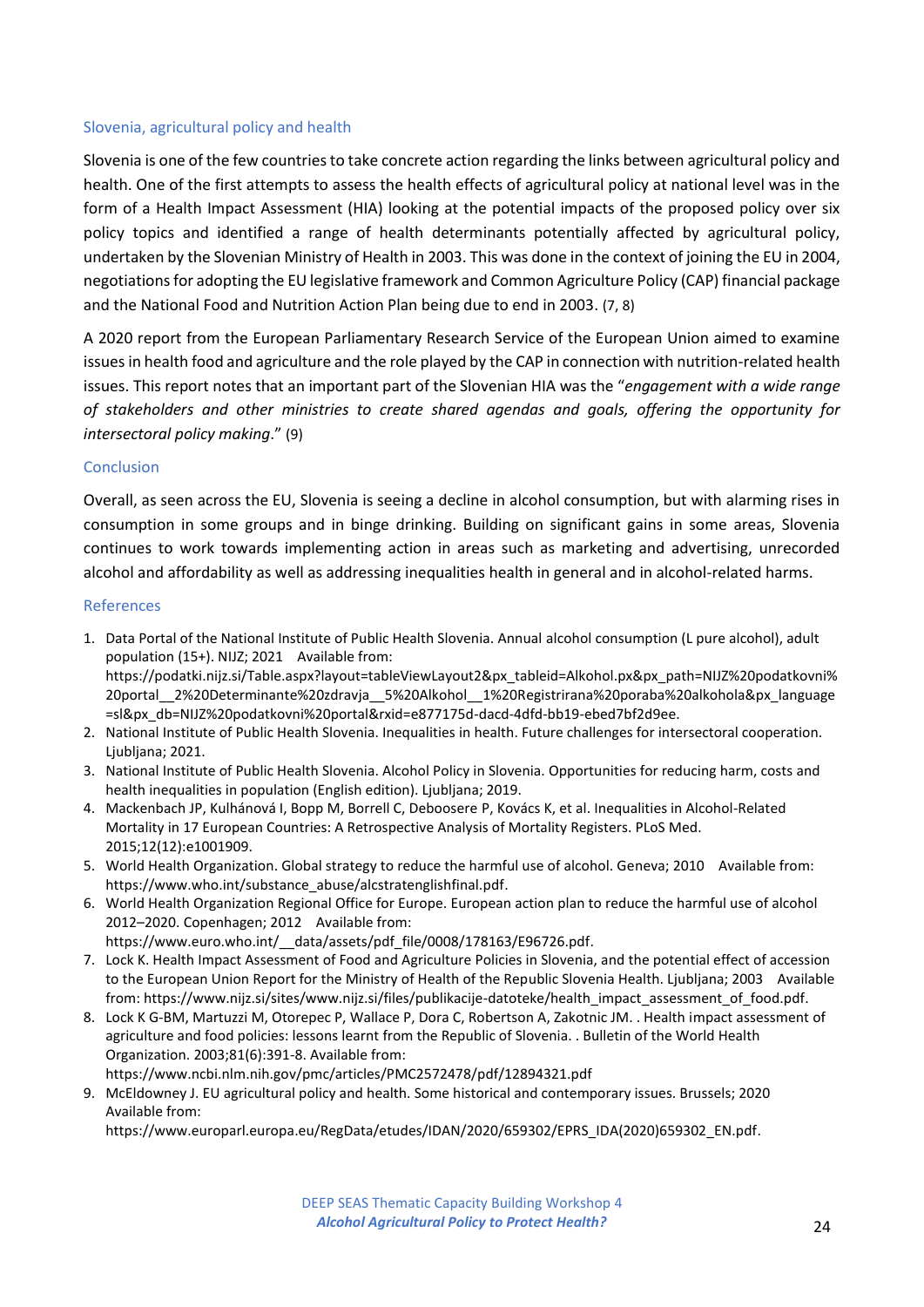## Slovenia, agricultural policy and health

Slovenia is one of the few countries to take concrete action regarding the links between agricultural policy and health. One of the first attempts to assess the health effects of agricultural policy at national level was in the form of a Health Impact Assessment (HIA) looking at the potential impacts of the proposed policy over six policy topics and identified a range of health determinants potentially affected by agricultural policy, undertaken by the Slovenian Ministry of Health in 2003. This was done in the context of joining the EU in 2004, negotiations for adopting the EU legislative framework and Common Agriculture Policy (CAP) financial package and the National Food and Nutrition Action Plan being due to end in 2003. (7, 8)

A 2020 report from the European Parliamentary Research Service of the European Union aimed to examine issues in health food and agriculture and the role played by the CAP in connection with nutrition-related health issues. This report notes that an important part of the Slovenian HIA was the "*engagement with a wide range of stakeholders and other ministries to create shared agendas and goals, offering the opportunity for intersectoral policy making*." (9)

## Conclusion

Overall, as seen across the EU, Slovenia is seeing a decline in alcohol consumption, but with alarming rises in consumption in some groups and in binge drinking. Building on significant gains in some areas, Slovenia continues to work towards implementing action in areas such as marketing and advertising, unrecorded alcohol and affordability as well as addressing inequalities health in general and in alcohol-related harms.

## References

1. Data Portal of the National Institute of Public Health Slovenia. Annual alcohol consumption (L pure alcohol), adult population (15+). NIJZ; 2021 Available from: https://podatki.nijz.si/Table.aspx?layout=tableViewLayout2&px_tableid=Alkohol.px&px_path=NIJZ%20podatkovni%20portal__2%20Determinante%20zdravja__5%20Alkohol__1%20Registrirana%20poraba%20alkohola&px_language=sl&px_db=NIJZ%20podatkovni%20portal&rxid=e877175d-dacd-4dfd-bb19-ebed7bf2d9ee.
2. National Institute of Public Health Slovenia. Inequalities in health. Future challenges for intersectoral cooperation. Ljubljana; 2021.
3. National Institute of Public Health Slovenia. Alcohol Policy in Slovenia. Opportunities for reducing harm, costs and health inequalities in population (English edition). Ljubljana; 2019.
4. Mackenbach JP, Kulhánová I, Bopp M, Borrell C, Deboosere P, Kovács K, et al. Inequalities in Alcohol-Related Mortality in 17 European Countries: A Retrospective Analysis of Mortality Registers. PLoS Med. 2015;12(12):e1001909.
5. World Health Organization. Global strategy to reduce the harmful use of alcohol. Geneva; 2010 Available from: https://www.who.int/substance_abuse/alcstratenglishfinal.pdf.
6. World Health Organization Regional Office for Europe. European action plan to reduce the harmful use of alcohol 2012–2020. Copenhagen; 2012 Available from: https://www.euro.who.int/__data/assets/pdf_file/0008/178163/E96726.pdf.
7. Lock K. Health Impact Assessment of Food and Agriculture Policies in Slovenia, and the potential effect of accession to the European Union Report for the Ministry of Health of the Republic Slovenia Health. Ljubljana; 2003 Available from: https://www.nijz.si/sites/www.nijz.si/files/publikacije-datoteke/health_impact_assessment_of_food.pdf.
8. Lock K G-BM, Martuzzi M, Otorepec P, Wallace P, Dora C, Robertson A, Zakotnic JM. . Health impact assessment of agriculture and food policies: lessons learnt from the Republic of Slovenia. . Bulletin of the World Health Organization. 2003;81(6):391-8. Available from: https://www.ncbi.nlm.nih.gov/pmc/articles/PMC2572478/pdf/12894321.pdf
9. McEldowney J. EU agricultural policy and health. Some historical and contemporary issues. Brussels; 2020 Available from: https://www.europarl.europa.eu/RegData/etudes/IDAN/2020/659302/EPRS_IDA(2020)659302_EN.pdf.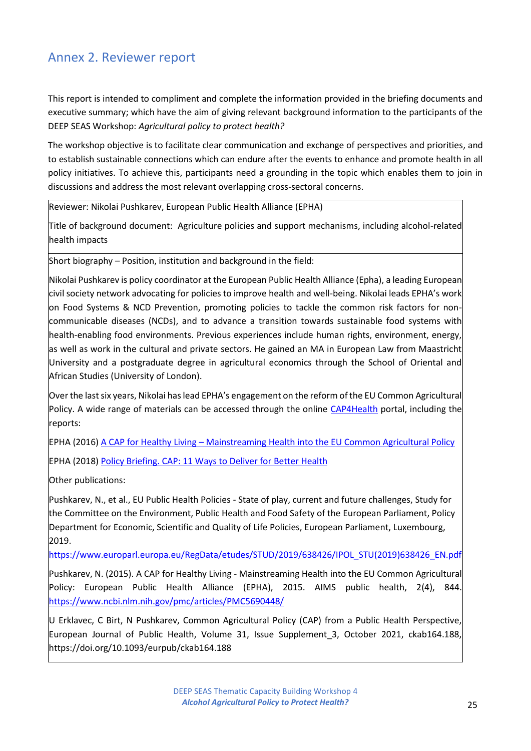## Annex 2. Reviewer report

This report is intended to compliment and complete the information provided in the briefing documents and executive summary; which have the aim of giving relevant background information to the participants of the DEEP SEAS Workshop: *Agricultural policy to protect health?*

The workshop objective is to facilitate clear communication and exchange of perspectives and priorities, and to establish sustainable connections which can endure after the events to enhance and promote health in all policy initiatives. To achieve this, participants need a grounding in the topic which enables them to join in discussions and address the most relevant overlapping cross-sectoral concerns.

Reviewer: Nikolai Pushkarev, European Public Health Alliance (EPHA)

Title of background document: Agriculture policies and support mechanisms, including alcohol-related health impacts

Short biography – Position, institution and background in the field:

Nikolai Pushkarev is policy coordinator at the European Public Health Alliance (Epha), a leading European civil society network advocating for policies to improve health and well-being. Nikolai leads EPHA's work on Food Systems & NCD Prevention, promoting policies to tackle the common risk factors for non-communicable diseases (NCDs), and to advance a transition towards sustainable food systems with health-enabling food environments. Previous experiences include human rights, environment, energy, as well as work in the cultural and private sectors. He gained an MA in European Law from Maastricht University and a postgraduate degree in agricultural economics through the School of Oriental and African Studies (University of London).

Over the last six years, Nikolai has lead EPHA's engagement on the reform of the EU Common Agricultural Policy. A wide range of materials can be accessed through the online CAP4Health portal, including the reports:

EPHA (2016) A CAP for Healthy Living – Mainstreaming Health into the EU Common Agricultural Policy

EPHA (2018) Policy Briefing. CAP: 11 Ways to Deliver for Better Health

Other publications:

Pushkarev, N., et al., EU Public Health Policies - State of play, current and future challenges, Study for the Committee on the Environment, Public Health and Food Safety of the European Parliament, Policy Department for Economic, Scientific and Quality of Life Policies, European Parliament, Luxembourg, 2019. https://www.europarl.europa.eu/RegData/etudes/STUD/2019/638426/IPOL_STU(2019)638426_EN.pdf

Pushkarev, N. (2015). A CAP for Healthy Living - Mainstreaming Health into the EU Common Agricultural Policy: European Public Health Alliance (EPHA), 2015. AIMS public health, 2(4), 844. https://www.ncbi.nlm.nih.gov/pmc/articles/PMC5690448/

U Erklavec, C Birt, N Pushkarev, Common Agricultural Policy (CAP) from a Public Health Perspective, European Journal of Public Health, Volume 31, Issue Supplement_3, October 2021, ckab164.188, https://doi.org/10.1093/eurpub/ckab164.188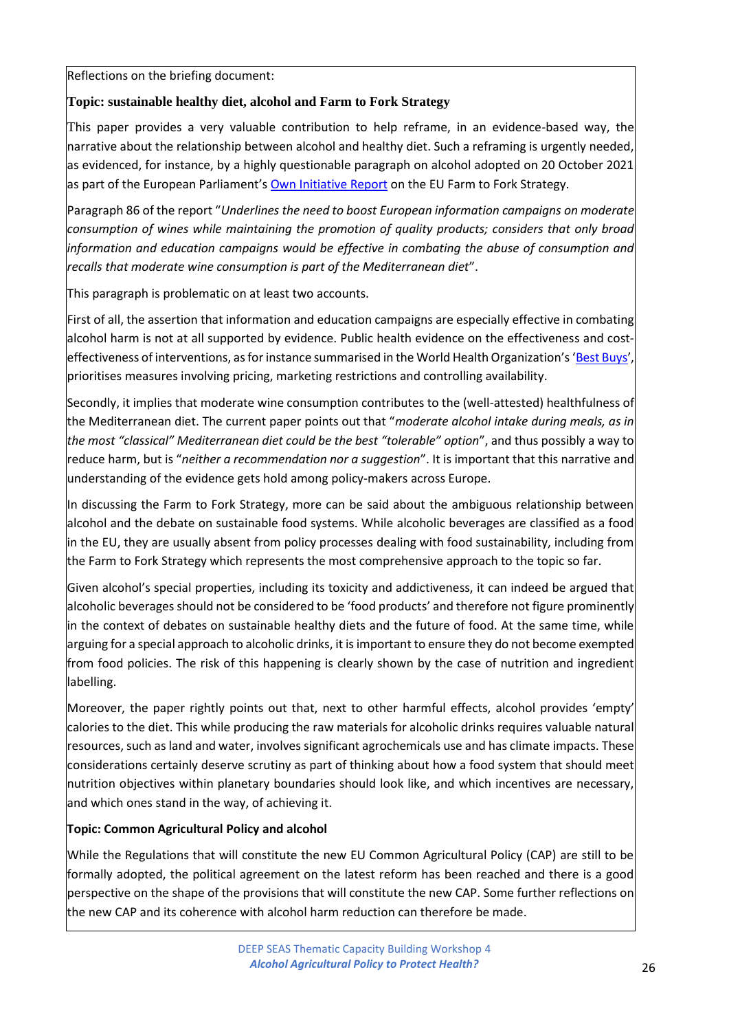Reflections on the briefing document:

**Topic: sustainable healthy diet, alcohol and Farm to Fork Strategy**

This paper provides a very valuable contribution to help reframe, in an evidence-based way, the narrative about the relationship between alcohol and healthy diet. Such a reframing is urgently needed, as evidenced, for instance, by a highly questionable paragraph on alcohol adopted on 20 October 2021 as part of the European Parliament's Own Initiative Report on the EU Farm to Fork Strategy.

Paragraph 86 of the report "*Underlines the need to boost European information campaigns on moderate consumption of wines while maintaining the promotion of quality products; considers that only broad information and education campaigns would be effective in combating the abuse of consumption and recalls that moderate wine consumption is part of the Mediterranean diet*".

This paragraph is problematic on at least two accounts.

First of all, the assertion that information and education campaigns are especially effective in combating alcohol harm is not at all supported by evidence. Public health evidence on the effectiveness and cost-effectiveness of interventions, as for instance summarised in the World Health Organization's 'Best Buys', prioritises measures involving pricing, marketing restrictions and controlling availability.

Secondly, it implies that moderate wine consumption contributes to the (well-attested) healthfulness of the Mediterranean diet. The current paper points out that "*moderate alcohol intake during meals, as in the most "classical" Mediterranean diet could be the best "tolerable" option*", and thus possibly a way to reduce harm, but is "*neither a recommendation nor a suggestion*". It is important that this narrative and understanding of the evidence gets hold among policy-makers across Europe.

In discussing the Farm to Fork Strategy, more can be said about the ambiguous relationship between alcohol and the debate on sustainable food systems. While alcoholic beverages are classified as a food in the EU, they are usually absent from policy processes dealing with food sustainability, including from the Farm to Fork Strategy which represents the most comprehensive approach to the topic so far.

Given alcohol's special properties, including its toxicity and addictiveness, it can indeed be argued that alcoholic beverages should not be considered to be 'food products' and therefore not figure prominently in the context of debates on sustainable healthy diets and the future of food. At the same time, while arguing for a special approach to alcoholic drinks, it is important to ensure they do not become exempted from food policies. The risk of this happening is clearly shown by the case of nutrition and ingredient labelling.

Moreover, the paper rightly points out that, next to other harmful effects, alcohol provides 'empty' calories to the diet. This while producing the raw materials for alcoholic drinks requires valuable natural resources, such as land and water, involves significant agrochemicals use and has climate impacts. These considerations certainly deserve scrutiny as part of thinking about how a food system that should meet nutrition objectives within planetary boundaries should look like, and which incentives are necessary, and which ones stand in the way, of achieving it.

**Topic: Common Agricultural Policy and alcohol**

While the Regulations that will constitute the new EU Common Agricultural Policy (CAP) are still to be formally adopted, the political agreement on the latest reform has been reached and there is a good perspective on the shape of the provisions that will constitute the new CAP. Some further reflections on the new CAP and its coherence with alcohol harm reduction can therefore be made.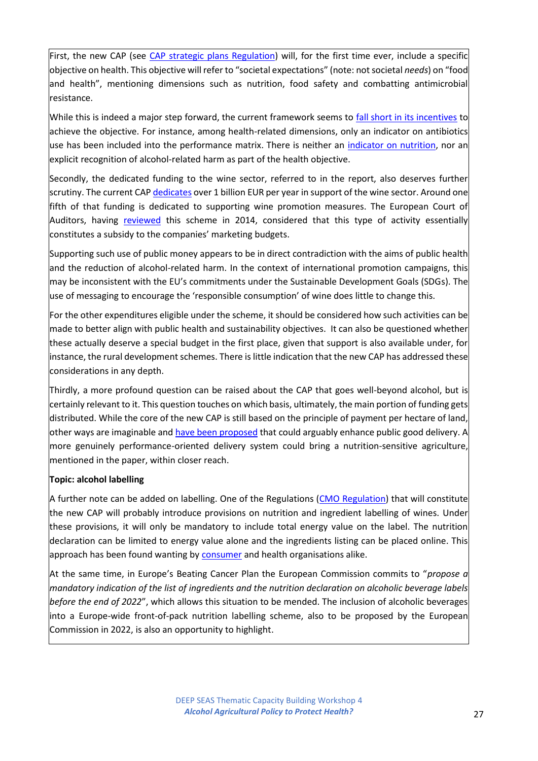First, the new CAP (see CAP strategic plans Regulation) will, for the first time ever, include a specific objective on health. This objective will refer to "societal expectations" (note: not societal *needs*) on "food and health", mentioning dimensions such as nutrition, food safety and combatting antimicrobial resistance.

While this is indeed a major step forward, the current framework seems to fall short in its incentives to achieve the objective. For instance, among health-related dimensions, only an indicator on antibiotics use has been included into the performance matrix. There is neither an indicator on nutrition, nor an explicit recognition of alcohol-related harm as part of the health objective.

Secondly, the dedicated funding to the wine sector, referred to in the report, also deserves further scrutiny. The current CAP dedicates over 1 billion EUR per year in support of the wine sector. Around one fifth of that funding is dedicated to supporting wine promotion measures. The European Court of Auditors, having reviewed this scheme in 2014, considered that this type of activity essentially constitutes a subsidy to the companies' marketing budgets.

Supporting such use of public money appears to be in direct contradiction with the aims of public health and the reduction of alcohol-related harm. In the context of international promotion campaigns, this may be inconsistent with the EU's commitments under the Sustainable Development Goals (SDGs). The use of messaging to encourage the 'responsible consumption' of wine does little to change this.

For the other expenditures eligible under the scheme, it should be considered how such activities can be made to better align with public health and sustainability objectives. It can also be questioned whether these actually deserve a special budget in the first place, given that support is also available under, for instance, the rural development schemes. There is little indication that the new CAP has addressed these considerations in any depth.

Thirdly, a more profound question can be raised about the CAP that goes well-beyond alcohol, but is certainly relevant to it. This question touches on which basis, ultimately, the main portion of funding gets distributed. While the core of the new CAP is still based on the principle of payment per hectare of land, other ways are imaginable and have been proposed that could arguably enhance public good delivery. A more genuinely performance-oriented delivery system could bring a nutrition-sensitive agriculture, mentioned in the paper, within closer reach.

**Topic: alcohol labelling**

A further note can be added on labelling. One of the Regulations (CMO Regulation) that will constitute the new CAP will probably introduce provisions on nutrition and ingredient labelling of wines. Under these provisions, it will only be mandatory to include total energy value on the label. The nutrition declaration can be limited to energy value alone and the ingredients listing can be placed online. This approach has been found wanting by consumer and health organisations alike.

At the same time, in Europe's Beating Cancer Plan the European Commission commits to "*propose a mandatory indication of the list of ingredients and the nutrition declaration on alcoholic beverage labels before the end of 2022*", which allows this situation to be mended. The inclusion of alcoholic beverages into a Europe-wide front-of-pack nutrition labelling scheme, also to be proposed by the European Commission in 2022, is also an opportunity to highlight.